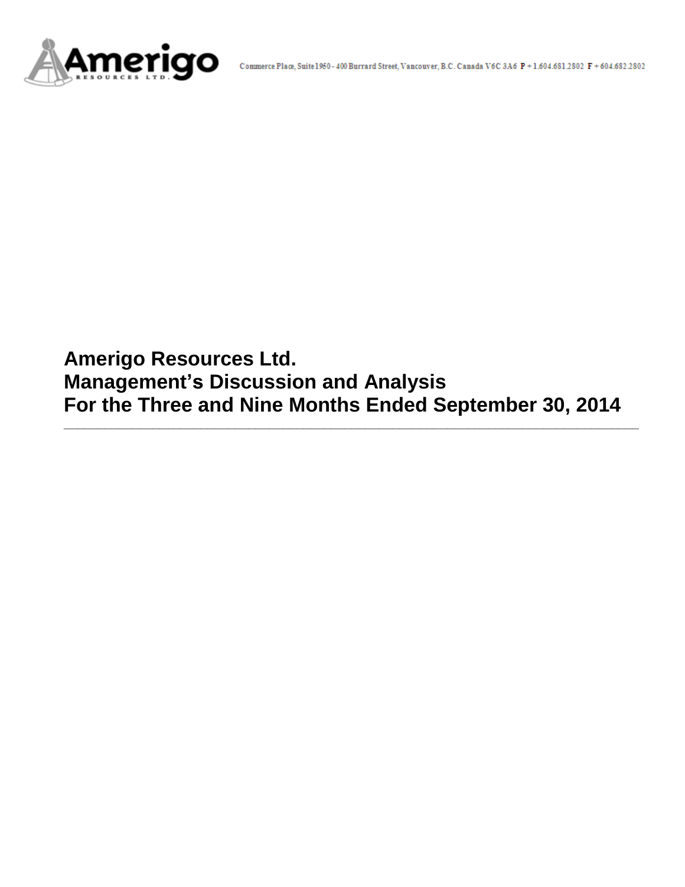Commerce Place, Suite 1950 - 400 Burrard Street, Vancouver, B.C. Canada V6C 3A6 P + 1.604.681.2802 F + 604.682.2802

# Amerigo Resources Ltd.
# Management's Discussion and Analysis
# For the Three and Nine Months Ended September 30, 2014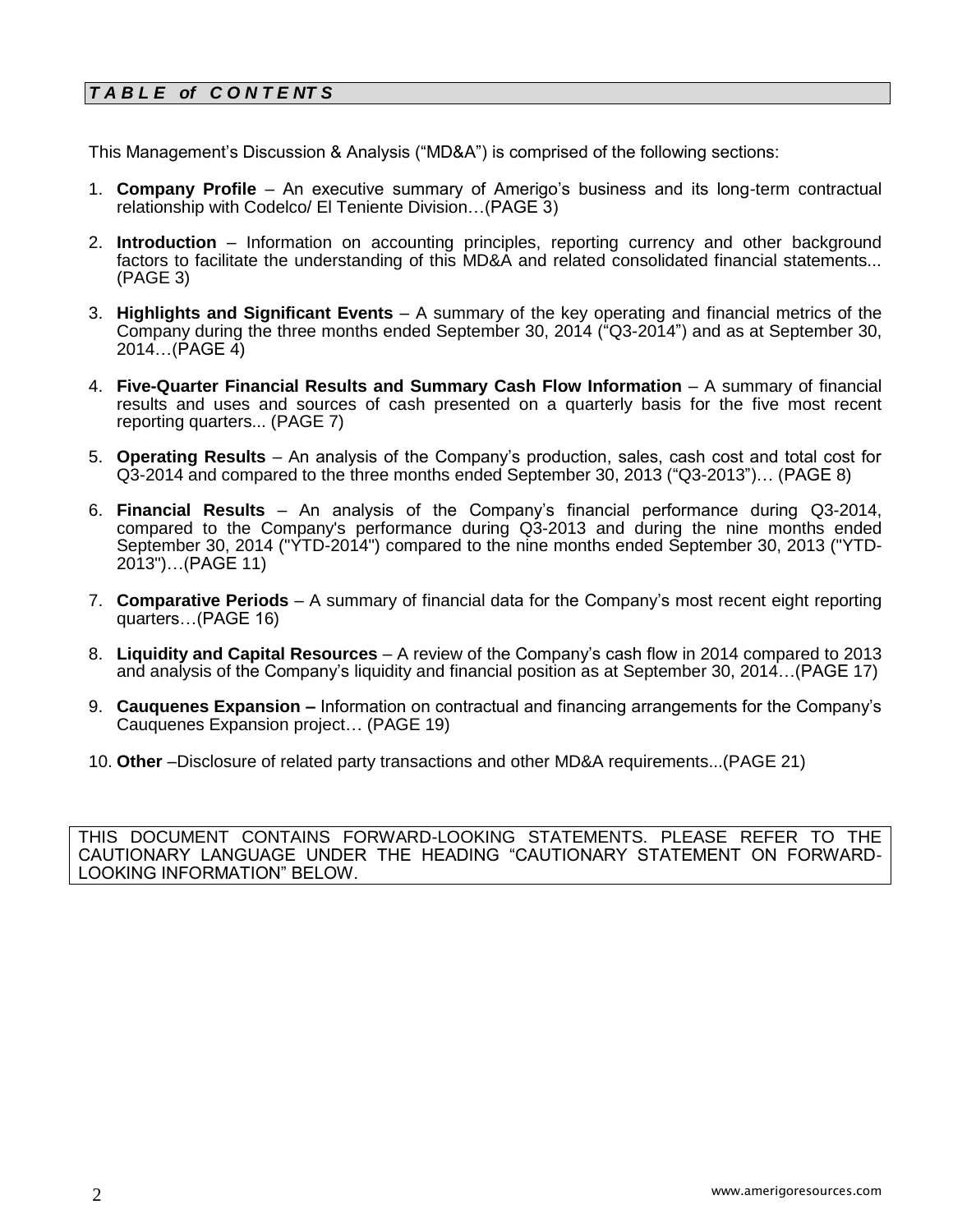## *TABLE of CONTENTS*

This Management's Discussion & Analysis ("MD&A") is comprised of the following sections:

1. **Company Profile** – An executive summary of Amerigo's business and its long-term contractual relationship with Codelco/ El Teniente Division…(PAGE 3)

2. **Introduction** – Information on accounting principles, reporting currency and other background factors to facilitate the understanding of this MD&A and related consolidated financial statements... (PAGE 3)

3. **Highlights and Significant Events** – A summary of the key operating and financial metrics of the Company during the three months ended September 30, 2014 ("Q3-2014") and as at September 30, 2014…(PAGE 4)

4. **Five-Quarter Financial Results and Summary Cash Flow Information** – A summary of financial results and uses and sources of cash presented on a quarterly basis for the five most recent reporting quarters... (PAGE 7)

5. **Operating Results** – An analysis of the Company's production, sales, cash cost and total cost for Q3-2014 and compared to the three months ended September 30, 2013 ("Q3-2013")… (PAGE 8)

6. **Financial Results** – An analysis of the Company's financial performance during Q3-2014, compared to the Company's performance during Q3-2013 and during the nine months ended September 30, 2014 ("YTD-2014") compared to the nine months ended September 30, 2013 ("YTD-2013")…(PAGE 11)

7. **Comparative Periods** – A summary of financial data for the Company's most recent eight reporting quarters…(PAGE 16)

8. **Liquidity and Capital Resources** – A review of the Company's cash flow in 2014 compared to 2013 and analysis of the Company's liquidity and financial position as at September 30, 2014…(PAGE 17)

9. **Cauquenes Expansion –** Information on contractual and financing arrangements for the Company's Cauquenes Expansion project… (PAGE 19)

10. **Other** –Disclosure of related party transactions and other MD&A requirements...(PAGE 21)

THIS DOCUMENT CONTAINS FORWARD-LOOKING STATEMENTS. PLEASE REFER TO THE CAUTIONARY LANGUAGE UNDER THE HEADING "CAUTIONARY STATEMENT ON FORWARD-LOOKING INFORMATION" BELOW.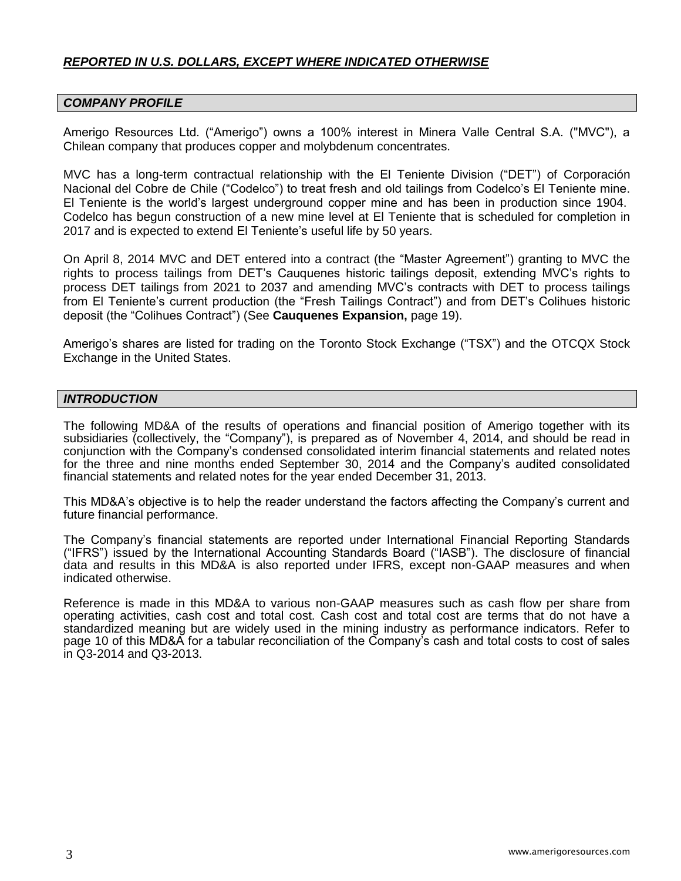***REPORTED IN U.S. DOLLARS, EXCEPT WHERE INDICATED OTHERWISE***

## *COMPANY PROFILE*

Amerigo Resources Ltd. ("Amerigo") owns a 100% interest in Minera Valle Central S.A. ("MVC"), a Chilean company that produces copper and molybdenum concentrates.

MVC has a long-term contractual relationship with the El Teniente Division ("DET") of Corporación Nacional del Cobre de Chile ("Codelco") to treat fresh and old tailings from Codelco's El Teniente mine. El Teniente is the world's largest underground copper mine and has been in production since 1904. Codelco has begun construction of a new mine level at El Teniente that is scheduled for completion in 2017 and is expected to extend El Teniente's useful life by 50 years.

On April 8, 2014 MVC and DET entered into a contract (the "Master Agreement") granting to MVC the rights to process tailings from DET's Cauquenes historic tailings deposit, extending MVC's rights to process DET tailings from 2021 to 2037 and amending MVC's contracts with DET to process tailings from El Teniente's current production (the "Fresh Tailings Contract") and from DET's Colihues historic deposit (the "Colihues Contract") (See **Cauquenes Expansion,** page 19).

Amerigo's shares are listed for trading on the Toronto Stock Exchange ("TSX") and the OTCQX Stock Exchange in the United States.

## *INTRODUCTION*

The following MD&A of the results of operations and financial position of Amerigo together with its subsidiaries (collectively, the "Company"), is prepared as of November 4, 2014, and should be read in conjunction with the Company's condensed consolidated interim financial statements and related notes for the three and nine months ended September 30, 2014 and the Company's audited consolidated financial statements and related notes for the year ended December 31, 2013.

This MD&A's objective is to help the reader understand the factors affecting the Company's current and future financial performance.

The Company's financial statements are reported under International Financial Reporting Standards ("IFRS") issued by the International Accounting Standards Board ("IASB"). The disclosure of financial data and results in this MD&A is also reported under IFRS, except non-GAAP measures and when indicated otherwise.

Reference is made in this MD&A to various non-GAAP measures such as cash flow per share from operating activities, cash cost and total cost. Cash cost and total cost are terms that do not have a standardized meaning but are widely used in the mining industry as performance indicators. Refer to page 10 of this MD&A for a tabular reconciliation of the Company's cash and total costs to cost of sales in Q3-2014 and Q3-2013.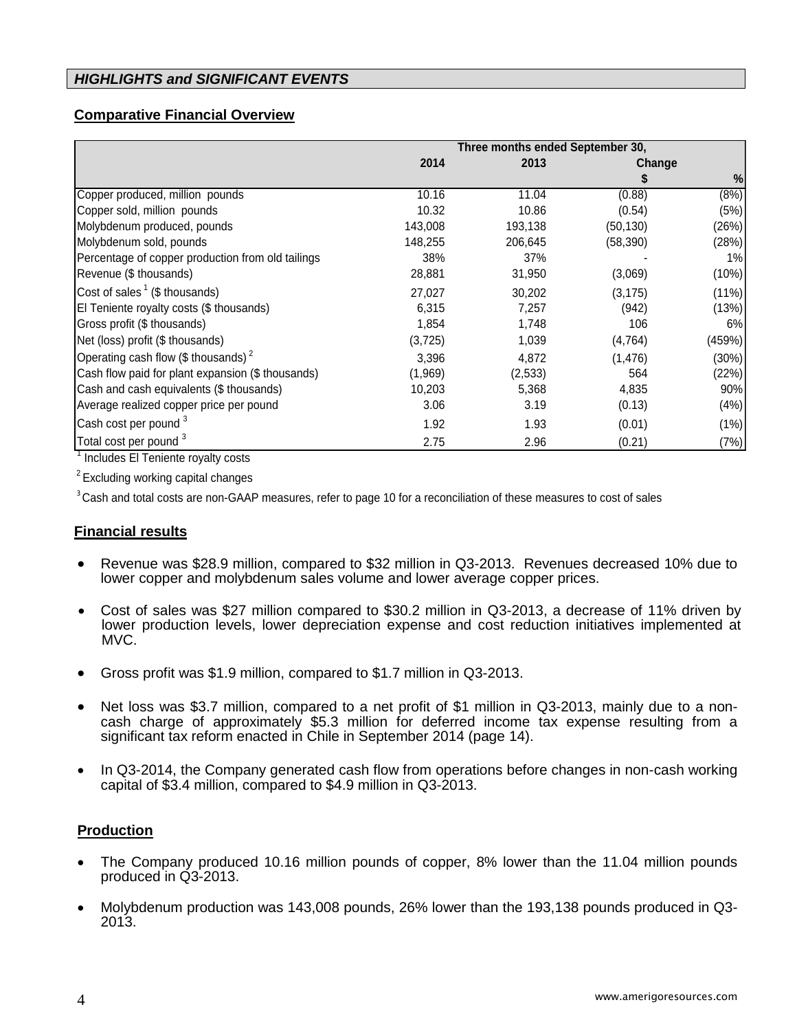## *HIGHLIGHTS and SIGNIFICANT EVENTS*

### Comparative Financial Overview

| | Three months ended September 30, | | | |
|---|---|---|---|---|
| | 2014 | 2013 | Change | |
| | | | $ | % |
| Copper produced, million pounds | 10.16 | 11.04 | (0.88) | (8%) |
| Copper sold, million pounds | 10.32 | 10.86 | (0.54) | (5%) |
| Molybdenum produced, pounds | 143,008 | 193,138 | (50,130) | (26%) |
| Molybdenum sold, pounds | 148,255 | 206,645 | (58,390) | (28%) |
| Percentage of copper production from old tailings | 38% | 37% | - | 1% |
| Revenue ($ thousands) | 28,881 | 31,950 | (3,069) | (10%) |
| Cost of sales [1] ($ thousands) | 27,027 | 30,202 | (3,175) | (11%) |
| El Teniente royalty costs ($ thousands) | 6,315 | 7,257 | (942) | (13%) |
| Gross profit ($ thousands) | 1,854 | 1,748 | 106 | 6% |
| Net (loss) profit ($ thousands) | (3,725) | 1,039 | (4,764) | (459%) |
| Operating cash flow ($ thousands) [2] | 3,396 | 4,872 | (1,476) | (30%) |
| Cash flow paid for plant expansion ($ thousands) | (1,969) | (2,533) | 564 | (22%) |
| Cash and cash equivalents ($ thousands) | 10,203 | 5,368 | 4,835 | 90% |
| Average realized copper price per pound | 3.06 | 3.19 | (0.13) | (4%) |
| Cash cost per pound [3] | 1.92 | 1.93 | (0.01) | (1%) |
| Total cost per pound [3] | 2.75 | 2.96 | (0.21) | (7%) |

[1] Includes El Teniente royalty costs

[2] Excluding working capital changes

[3] Cash and total costs are non-GAAP measures, refer to page 10 for a reconciliation of these measures to cost of sales

### Financial results

- Revenue was $28.9 million, compared to $32 million in Q3-2013. Revenues decreased 10% due to lower copper and molybdenum sales volume and lower average copper prices.
- Cost of sales was $27 million compared to $30.2 million in Q3-2013, a decrease of 11% driven by lower production levels, lower depreciation expense and cost reduction initiatives implemented at MVC.
- Gross profit was $1.9 million, compared to $1.7 million in Q3-2013.
- Net loss was $3.7 million, compared to a net profit of $1 million in Q3-2013, mainly due to a non-cash charge of approximately $5.3 million for deferred income tax expense resulting from a significant tax reform enacted in Chile in September 2014 (page 14).
- In Q3-2014, the Company generated cash flow from operations before changes in non-cash working capital of $3.4 million, compared to $4.9 million in Q3-2013.

### Production

- The Company produced 10.16 million pounds of copper, 8% lower than the 11.04 million pounds produced in Q3-2013.
- Molybdenum production was 143,008 pounds, 26% lower than the 193,138 pounds produced in Q3-2013.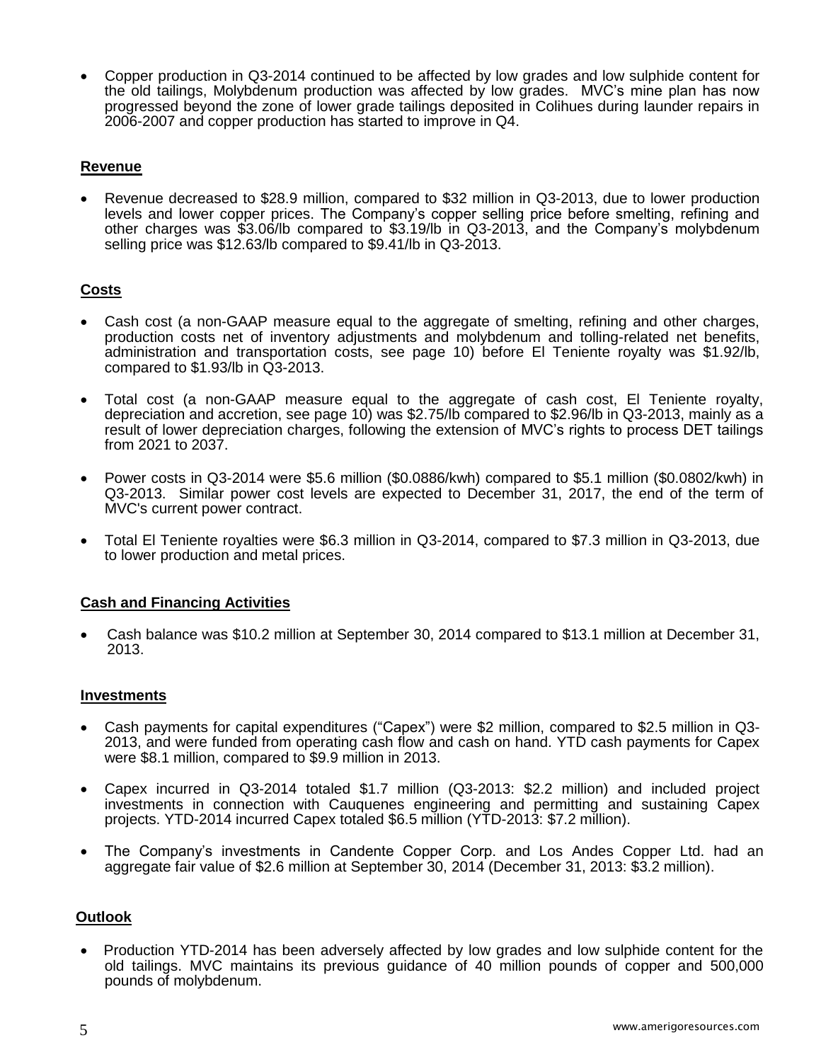- Copper production in Q3-2014 continued to be affected by low grades and low sulphide content for the old tailings, Molybdenum production was affected by low grades. MVC's mine plan has now progressed beyond the zone of lower grade tailings deposited in Colihues during launder repairs in 2006-2007 and copper production has started to improve in Q4.

**Revenue**

- Revenue decreased to $28.9 million, compared to $32 million in Q3-2013, due to lower production levels and lower copper prices. The Company's copper selling price before smelting, refining and other charges was $3.06/lb compared to $3.19/lb in Q3-2013, and the Company's molybdenum selling price was $12.63/lb compared to $9.41/lb in Q3-2013.

**Costs**

- Cash cost (a non-GAAP measure equal to the aggregate of smelting, refining and other charges, production costs net of inventory adjustments and molybdenum and tolling-related net benefits, administration and transportation costs, see page 10) before El Teniente royalty was $1.92/lb, compared to $1.93/lb in Q3-2013.

- Total cost (a non-GAAP measure equal to the aggregate of cash cost, El Teniente royalty, depreciation and accretion, see page 10) was $2.75/lb compared to $2.96/lb in Q3-2013, mainly as a result of lower depreciation charges, following the extension of MVC's rights to process DET tailings from 2021 to 2037.

- Power costs in Q3-2014 were $5.6 million ($0.0886/kwh) compared to $5.1 million ($0.0802/kwh) in Q3-2013. Similar power cost levels are expected to December 31, 2017, the end of the term of MVC's current power contract.

- Total El Teniente royalties were $6.3 million in Q3-2014, compared to $7.3 million in Q3-2013, due to lower production and metal prices.

**Cash and Financing Activities**

- Cash balance was $10.2 million at September 30, 2014 compared to $13.1 million at December 31, 2013.

**Investments**

- Cash payments for capital expenditures ("Capex") were $2 million, compared to $2.5 million in Q3-2013, and were funded from operating cash flow and cash on hand. YTD cash payments for Capex were $8.1 million, compared to $9.9 million in 2013.

- Capex incurred in Q3-2014 totaled $1.7 million (Q3-2013: $2.2 million) and included project investments in connection with Cauquenes engineering and permitting and sustaining Capex projects. YTD-2014 incurred Capex totaled $6.5 million (YTD-2013: $7.2 million).

- The Company's investments in Candente Copper Corp. and Los Andes Copper Ltd. had an aggregate fair value of $2.6 million at September 30, 2014 (December 31, 2013: $3.2 million).

**Outlook**

- Production YTD-2014 has been adversely affected by low grades and low sulphide content for the old tailings. MVC maintains its previous guidance of 40 million pounds of copper and 500,000 pounds of molybdenum.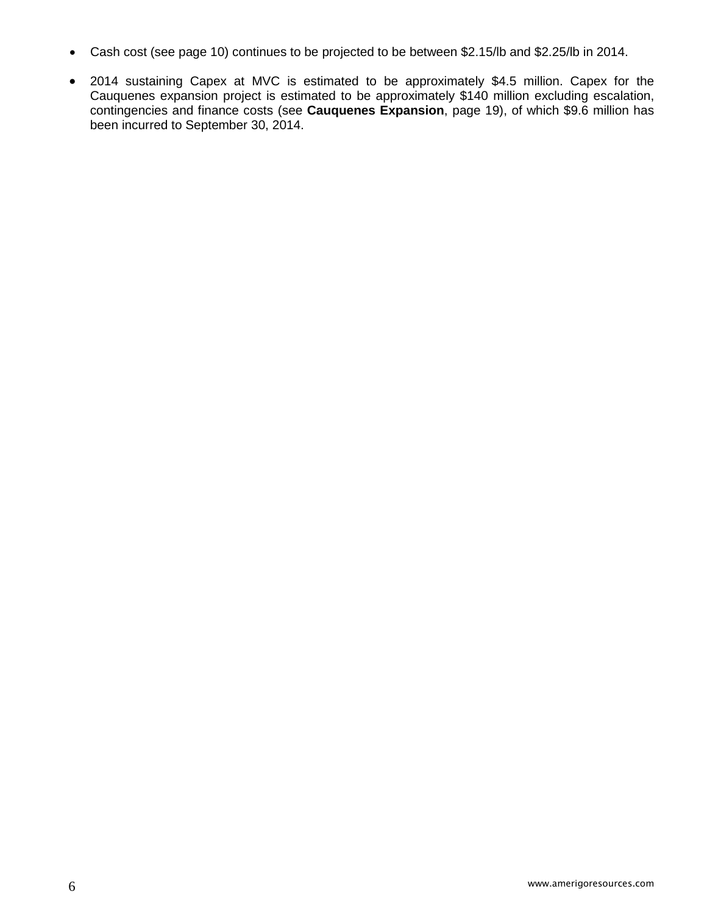- Cash cost (see page 10) continues to be projected to be between $2.15/lb and $2.25/lb in 2014.

- 2014 sustaining Capex at MVC is estimated to be approximately $4.5 million. Capex for the Cauquenes expansion project is estimated to be approximately $140 million excluding escalation, contingencies and finance costs (see **Cauquenes Expansion**, page 19), of which $9.6 million has been incurred to September 30, 2014.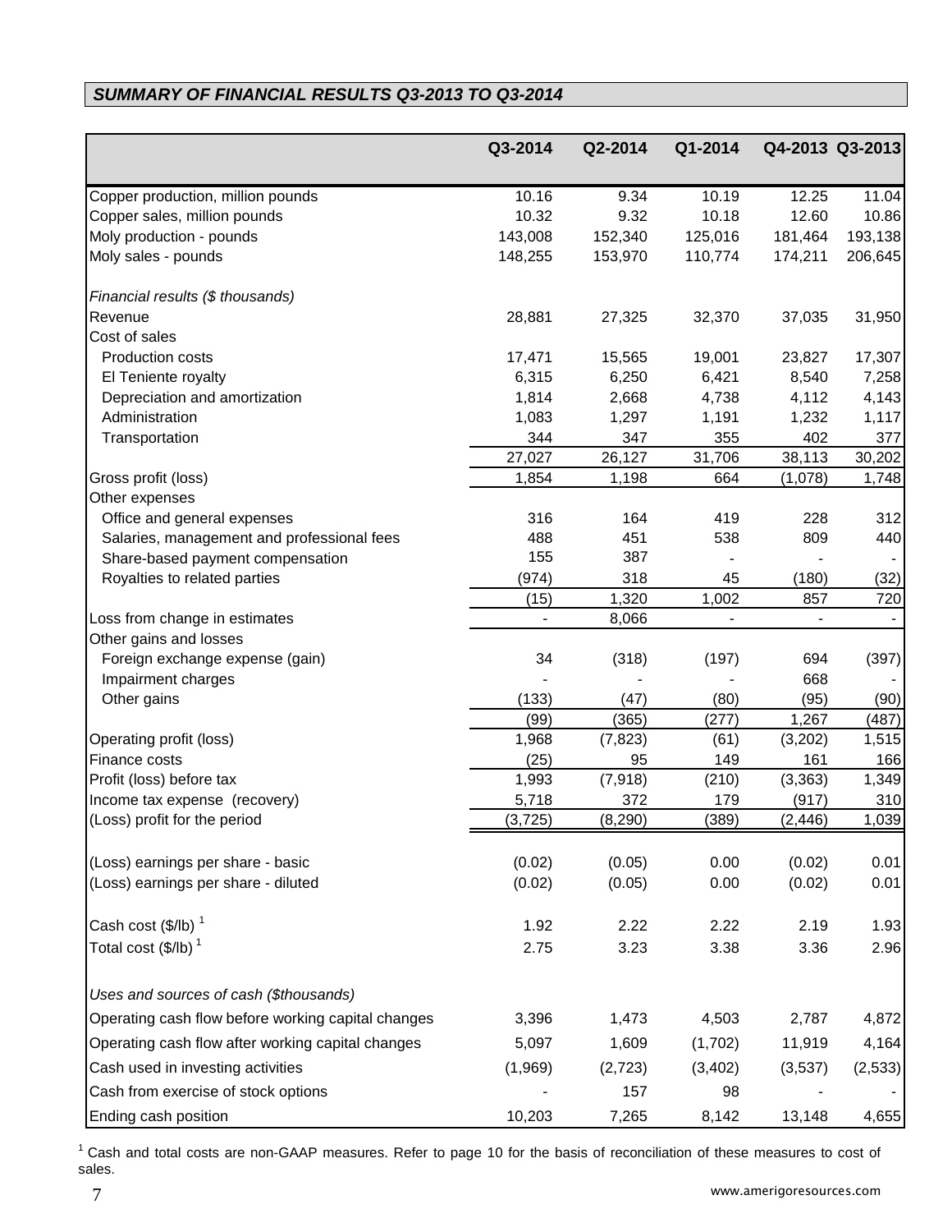## *SUMMARY OF FINANCIAL RESULTS Q3-2013 TO Q3-2014*

| | Q3-2014 | Q2-2014 | Q1-2014 | Q4-2013 | Q3-2013 |
|---|---|---|---|---|---|
| Copper production, million pounds | 10.16 | 9.34 | 10.19 | 12.25 | 11.04 |
| Copper sales, million pounds | 10.32 | 9.32 | 10.18 | 12.60 | 10.86 |
| Moly production - pounds | 143,008 | 152,340 | 125,016 | 181,464 | 193,138 |
| Moly sales - pounds | 148,255 | 153,970 | 110,774 | 174,211 | 206,645 |
| *Financial results ($ thousands)* | | | | | |
| Revenue | 28,881 | 27,325 | 32,370 | 37,035 | 31,950 |
| Cost of sales | | | | | |
| Production costs | 17,471 | 15,565 | 19,001 | 23,827 | 17,307 |
| El Teniente royalty | 6,315 | 6,250 | 6,421 | 8,540 | 7,258 |
| Depreciation and amortization | 1,814 | 2,668 | 4,738 | 4,112 | 4,143 |
| Administration | 1,083 | 1,297 | 1,191 | 1,232 | 1,117 |
| Transportation | 344 | 347 | 355 | 402 | 377 |
| | 27,027 | 26,127 | 31,706 | 38,113 | 30,202 |
| Gross profit (loss) | 1,854 | 1,198 | 664 | (1,078) | 1,748 |
| Other expenses | | | | | |
| Office and general expenses | 316 | 164 | 419 | 228 | 312 |
| Salaries, management and professional fees | 488 | 451 | 538 | 809 | 440 |
| Share-based payment compensation | 155 | 387 | - | - | - |
| Royalties to related parties | (974) | 318 | 45 | (180) | (32) |
| | (15) | 1,320 | 1,002 | 857 | 720 |
| Loss from change in estimates | - | 8,066 | - | - | - |
| Other gains and losses | | | | | |
| Foreign exchange expense (gain) | 34 | (318) | (197) | 694 | (397) |
| Impairment charges | - | - | - | 668 | - |
| Other gains | (133) | (47) | (80) | (95) | (90) |
| | (99) | (365) | (277) | 1,267 | (487) |
| Operating profit (loss) | 1,968 | (7,823) | (61) | (3,202) | 1,515 |
| Finance costs | (25) | 95 | 149 | 161 | 166 |
| Profit (loss) before tax | 1,993 | (7,918) | (210) | (3,363) | 1,349 |
| Income tax expense (recovery) | 5,718 | 372 | 179 | (917) | 310 |
| (Loss) profit for the period | (3,725) | (8,290) | (389) | (2,446) | 1,039 |
| (Loss) earnings per share - basic | (0.02) | (0.05) | 0.00 | (0.02) | 0.01 |
| (Loss) earnings per share - diluted | (0.02) | (0.05) | 0.00 | (0.02) | 0.01 |
| Cash cost ($/lb) [1] | 1.92 | 2.22 | 2.22 | 2.19 | 1.93 |
| Total cost ($/lb) [1] | 2.75 | 3.23 | 3.38 | 3.36 | 2.96 |
| *Uses and sources of cash ($thousands)* | | | | | |
| Operating cash flow before working capital changes | 3,396 | 1,473 | 4,503 | 2,787 | 4,872 |
| Operating cash flow after working capital changes | 5,097 | 1,609 | (1,702) | 11,919 | 4,164 |
| Cash used in investing activities | (1,969) | (2,723) | (3,402) | (3,537) | (2,533) |
| Cash from exercise of stock options | - | 157 | 98 | - | - |
| Ending cash position | 10,203 | 7,265 | 8,142 | 13,148 | 4,655 |

[1] Cash and total costs are non-GAAP measures. Refer to page 10 for the basis of reconciliation of these measures to cost of sales.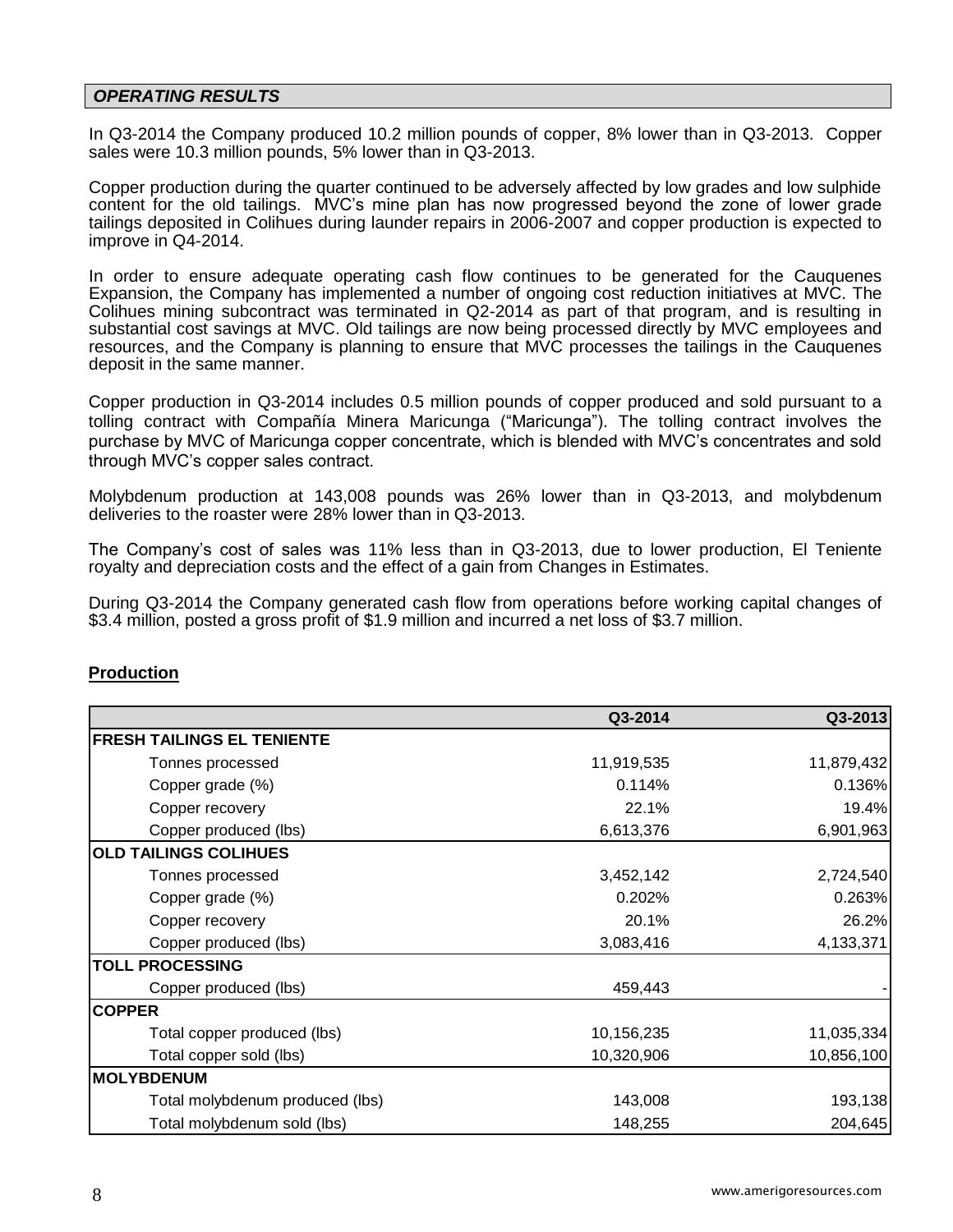## *OPERATING RESULTS*

In Q3-2014 the Company produced 10.2 million pounds of copper, 8% lower than in Q3-2013. Copper sales were 10.3 million pounds, 5% lower than in Q3-2013.

Copper production during the quarter continued to be adversely affected by low grades and low sulphide content for the old tailings. MVC's mine plan has now progressed beyond the zone of lower grade tailings deposited in Colihues during launder repairs in 2006-2007 and copper production is expected to improve in Q4-2014.

In order to ensure adequate operating cash flow continues to be generated for the Cauquenes Expansion, the Company has implemented a number of ongoing cost reduction initiatives at MVC. The Colihues mining subcontract was terminated in Q2-2014 as part of that program, and is resulting in substantial cost savings at MVC. Old tailings are now being processed directly by MVC employees and resources, and the Company is planning to ensure that MVC processes the tailings in the Cauquenes deposit in the same manner.

Copper production in Q3-2014 includes 0.5 million pounds of copper produced and sold pursuant to a tolling contract with Compañía Minera Maricunga ("Maricunga"). The tolling contract involves the purchase by MVC of Maricunga copper concentrate, which is blended with MVC's concentrates and sold through MVC's copper sales contract.

Molybdenum production at 143,008 pounds was 26% lower than in Q3-2013, and molybdenum deliveries to the roaster were 28% lower than in Q3-2013.

The Company's cost of sales was 11% less than in Q3-2013, due to lower production, El Teniente royalty and depreciation costs and the effect of a gain from Changes in Estimates.

During Q3-2014 the Company generated cash flow from operations before working capital changes of $3.4 million, posted a gross profit of $1.9 million and incurred a net loss of $3.7 million.

### Production

| | Q3-2014 | Q3-2013 |
|---|---|---|
| **FRESH TAILINGS EL TENIENTE** | | |
| Tonnes processed | 11,919,535 | 11,879,432 |
| Copper grade (%) | 0.114% | 0.136% |
| Copper recovery | 22.1% | 19.4% |
| Copper produced (lbs) | 6,613,376 | 6,901,963 |
| **OLD TAILINGS COLIHUES** | | |
| Tonnes processed | 3,452,142 | 2,724,540 |
| Copper grade (%) | 0.202% | 0.263% |
| Copper recovery | 20.1% | 26.2% |
| Copper produced (lbs) | 3,083,416 | 4,133,371 |
| **TOLL PROCESSING** | | |
| Copper produced (lbs) | 459,443 | - |
| **COPPER** | | |
| Total copper produced (lbs) | 10,156,235 | 11,035,334 |
| Total copper sold (lbs) | 10,320,906 | 10,856,100 |
| **MOLYBDENUM** | | |
| Total molybdenum produced (lbs) | 143,008 | 193,138 |
| Total molybdenum sold (lbs) | 148,255 | 204,645 |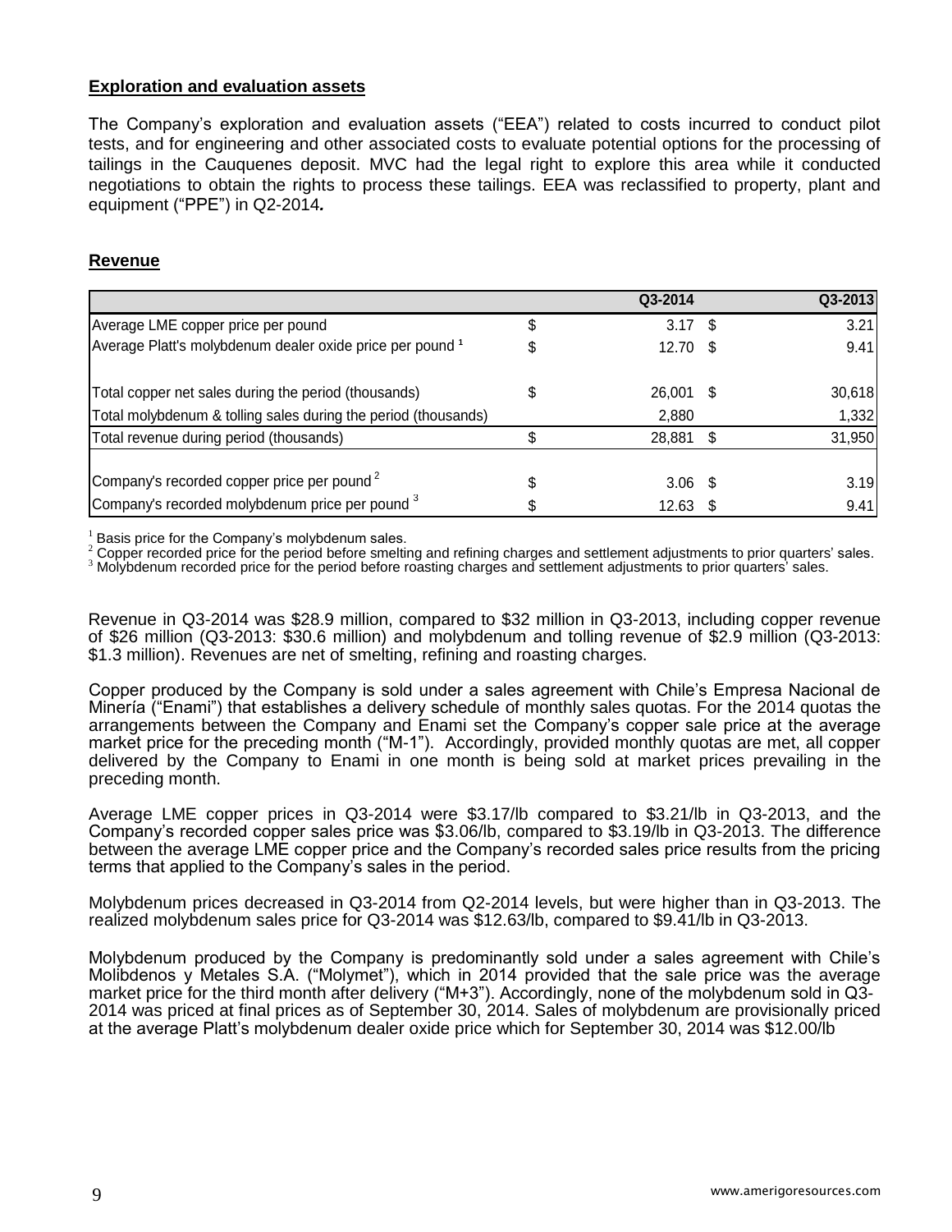## Exploration and evaluation assets

The Company's exploration and evaluation assets ("EEA") related to costs incurred to conduct pilot tests, and for engineering and other associated costs to evaluate potential options for the processing of tailings in the Cauquenes deposit. MVC had the legal right to explore this area while it conducted negotiations to obtain the rights to process these tailings. EEA was reclassified to property, plant and equipment ("PPE") in Q2-2014*.*

## Revenue

| | | Q3-2014 | | Q3-2013 |
|---|---|---|---|---|
| Average LME copper price per pound | $ | 3.17 | $ | 3.21 |
| Average Platt's molybdenum dealer oxide price per pound [1] | $ | 12.70 | $ | 9.41 |
| Total copper net sales during the period (thousands) | $ | 26,001 | $ | 30,618 |
| Total molybdenum & tolling sales during the period (thousands) | | 2,880 | | 1,332 |
| Total revenue during period (thousands) | $ | 28,881 | $ | 31,950 |
| Company's recorded copper price per pound [2] | $ | 3.06 | $ | 3.19 |
| Company's recorded molybdenum price per pound [3] | $ | 12.63 | $ | 9.41 |

[1] Basis price for the Company's molybdenum sales.
[2] Copper recorded price for the period before smelting and refining charges and settlement adjustments to prior quarters' sales.
[3] Molybdenum recorded price for the period before roasting charges and settlement adjustments to prior quarters' sales.

Revenue in Q3-2014 was $28.9 million, compared to $32 million in Q3-2013, including copper revenue of $26 million (Q3-2013: $30.6 million) and molybdenum and tolling revenue of $2.9 million (Q3-2013: $1.3 million). Revenues are net of smelting, refining and roasting charges.

Copper produced by the Company is sold under a sales agreement with Chile's Empresa Nacional de Minería ("Enami") that establishes a delivery schedule of monthly sales quotas. For the 2014 quotas the arrangements between the Company and Enami set the Company's copper sale price at the average market price for the preceding month ("M-1"). Accordingly, provided monthly quotas are met, all copper delivered by the Company to Enami in one month is being sold at market prices prevailing in the preceding month.

Average LME copper prices in Q3-2014 were $3.17/lb compared to $3.21/lb in Q3-2013, and the Company's recorded copper sales price was $3.06/lb, compared to $3.19/lb in Q3-2013. The difference between the average LME copper price and the Company's recorded sales price results from the pricing terms that applied to the Company's sales in the period.

Molybdenum prices decreased in Q3-2014 from Q2-2014 levels, but were higher than in Q3-2013. The realized molybdenum sales price for Q3-2014 was $12.63/lb, compared to $9.41/lb in Q3-2013.

Molybdenum produced by the Company is predominantly sold under a sales agreement with Chile's Molibdenos y Metales S.A. ("Molymet"), which in 2014 provided that the sale price was the average market price for the third month after delivery ("M+3"). Accordingly, none of the molybdenum sold in Q3-2014 was priced at final prices as of September 30, 2014. Sales of molybdenum are provisionally priced at the average Platt's molybdenum dealer oxide price which for September 30, 2014 was $12.00/lb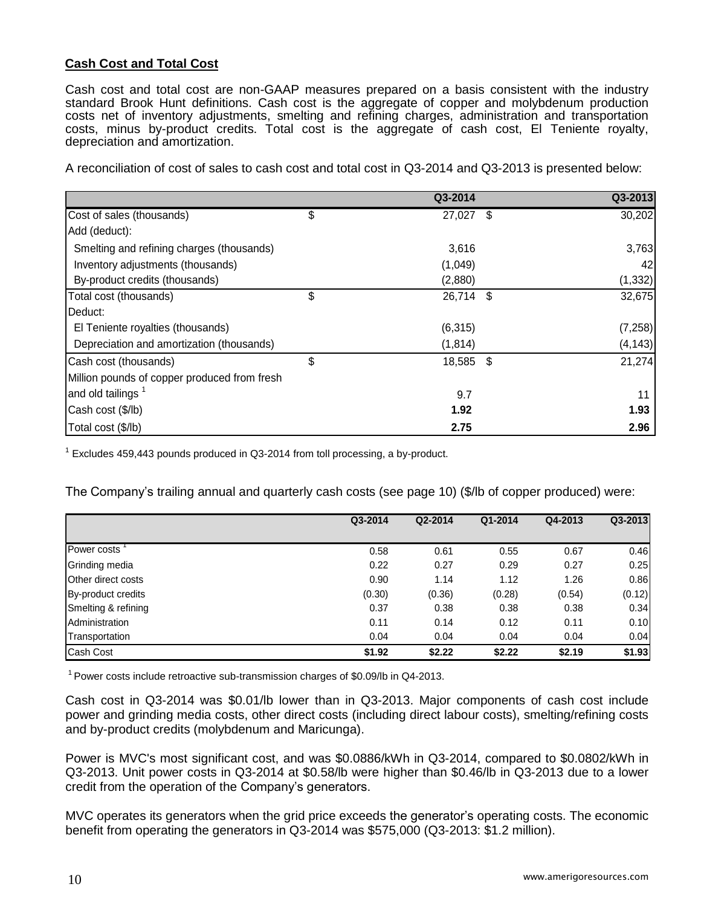**Cash Cost and Total Cost**

Cash cost and total cost are non-GAAP measures prepared on a basis consistent with the industry standard Brook Hunt definitions. Cash cost is the aggregate of copper and molybdenum production costs net of inventory adjustments, smelting and refining charges, administration and transportation costs, minus by-product credits. Total cost is the aggregate of cash cost, El Teniente royalty, depreciation and amortization.

A reconciliation of cost of sales to cash cost and total cost in Q3-2014 and Q3-2013 is presented below:

| | Q3-2014 | Q3-2013 |
|---|---|---|
| Cost of sales (thousands) | $ 27,027 | $ 30,202 |
| Add (deduct): | | |
| Smelting and refining charges (thousands) | 3,616 | 3,763 |
| Inventory adjustments (thousands) | (1,049) | 42 |
| By-product credits (thousands) | (2,880) | (1,332) |
| Total cost (thousands) | $ 26,714 | $ 32,675 |
| Deduct: | | |
| El Teniente royalties (thousands) | (6,315) | (7,258) |
| Depreciation and amortization (thousands) | (1,814) | (4,143) |
| Cash cost (thousands) | $ 18,585 | $ 21,274 |
| Million pounds of copper produced from fresh and old tailings [1] | 9.7 | 11 |
| Cash cost ($/lb) | **1.92** | **1.93** |
| Total cost ($/lb) | **2.75** | **2.96** |

[1] Excludes 459,443 pounds produced in Q3-2014 from toll processing, a by-product.

The Company's trailing annual and quarterly cash costs (see page 10) ($/lb of copper produced) were:

| | Q3-2014 | Q2-2014 | Q1-2014 | Q4-2013 | Q3-2013 |
|---|---|---|---|---|---|
| Power costs [1] | 0.58 | 0.61 | 0.55 | 0.67 | 0.46 |
| Grinding media | 0.22 | 0.27 | 0.29 | 0.27 | 0.25 |
| Other direct costs | 0.90 | 1.14 | 1.12 | 1.26 | 0.86 |
| By-product credits | (0.30) | (0.36) | (0.28) | (0.54) | (0.12) |
| Smelting & refining | 0.37 | 0.38 | 0.38 | 0.38 | 0.34 |
| Administration | 0.11 | 0.14 | 0.12 | 0.11 | 0.10 |
| Transportation | 0.04 | 0.04 | 0.04 | 0.04 | 0.04 |
| Cash Cost | **$1.92** | **$2.22** | **$2.22** | **$2.19** | **$1.93** |

[1] Power costs include retroactive sub-transmission charges of $0.09/lb in Q4-2013.

Cash cost in Q3-2014 was $0.01/lb lower than in Q3-2013. Major components of cash cost include power and grinding media costs, other direct costs (including direct labour costs), smelting/refining costs and by-product credits (molybdenum and Maricunga).

Power is MVC's most significant cost, and was $0.0886/kWh in Q3-2014, compared to $0.0802/kWh in Q3-2013. Unit power costs in Q3-2014 at $0.58/lb were higher than $0.46/lb in Q3-2013 due to a lower credit from the operation of the Company's generators.

MVC operates its generators when the grid price exceeds the generator's operating costs. The economic benefit from operating the generators in Q3-2014 was $575,000 (Q3-2013: $1.2 million).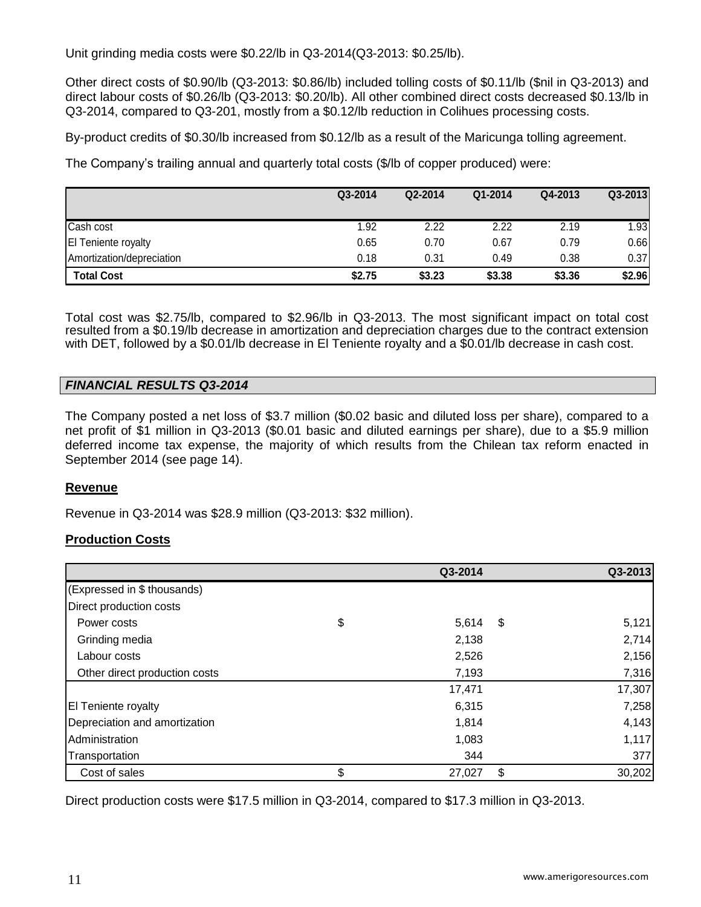Unit grinding media costs were $0.22/lb in Q3-2014(Q3-2013: $0.25/lb).

Other direct costs of $0.90/lb (Q3-2013: $0.86/lb) included tolling costs of $0.11/lb ($nil in Q3-2013) and direct labour costs of $0.26/lb (Q3-2013: $0.20/lb). All other combined direct costs decreased $0.13/lb in Q3-2014, compared to Q3-201, mostly from a $0.12/lb reduction in Colihues processing costs.

By-product credits of $0.30/lb increased from $0.12/lb as a result of the Maricunga tolling agreement.

The Company's trailing annual and quarterly total costs ($/lb of copper produced) were:

| | Q3-2014 | Q2-2014 | Q1-2014 | Q4-2013 | Q3-2013 |
|---|---|---|---|---|---|
| Cash cost | 1.92 | 2.22 | 2.22 | 2.19 | 1.93 |
| El Teniente royalty | 0.65 | 0.70 | 0.67 | 0.79 | 0.66 |
| Amortization/depreciation | 0.18 | 0.31 | 0.49 | 0.38 | 0.37 |
| **Total Cost** | **$2.75** | **$3.23** | **$3.38** | **$3.36** | **$2.96** |

Total cost was $2.75/lb, compared to $2.96/lb in Q3-2013. The most significant impact on total cost resulted from a $0.19/lb decrease in amortization and depreciation charges due to the contract extension with DET, followed by a $0.01/lb decrease in El Teniente royalty and a $0.01/lb decrease in cash cost.

## *FINANCIAL RESULTS Q3-2014*

The Company posted a net loss of $3.7 million ($0.02 basic and diluted loss per share), compared to a net profit of $1 million in Q3-2013 ($0.01 basic and diluted earnings per share), due to a $5.9 million deferred income tax expense, the majority of which results from the Chilean tax reform enacted in September 2014 (see page 14).

### Revenue

Revenue in Q3-2014 was $28.9 million (Q3-2013: $32 million).

### Production Costs

| | | Q3-2014 | | Q3-2013 |
|---|---|---|---|---|
| (Expressed in $ thousands) | | | | |
| Direct production costs | | | | |
| Power costs | $ | 5,614 | $ | 5,121 |
| Grinding media | | 2,138 | | 2,714 |
| Labour costs | | 2,526 | | 2,156 |
| Other direct production costs | | 7,193 | | 7,316 |
| | | 17,471 | | 17,307 |
| El Teniente royalty | | 6,315 | | 7,258 |
| Depreciation and amortization | | 1,814 | | 4,143 |
| Administration | | 1,083 | | 1,117 |
| Transportation | | 344 | | 377 |
| Cost of sales | $ | 27,027 | $ | 30,202 |

Direct production costs were $17.5 million in Q3-2014, compared to $17.3 million in Q3-2013.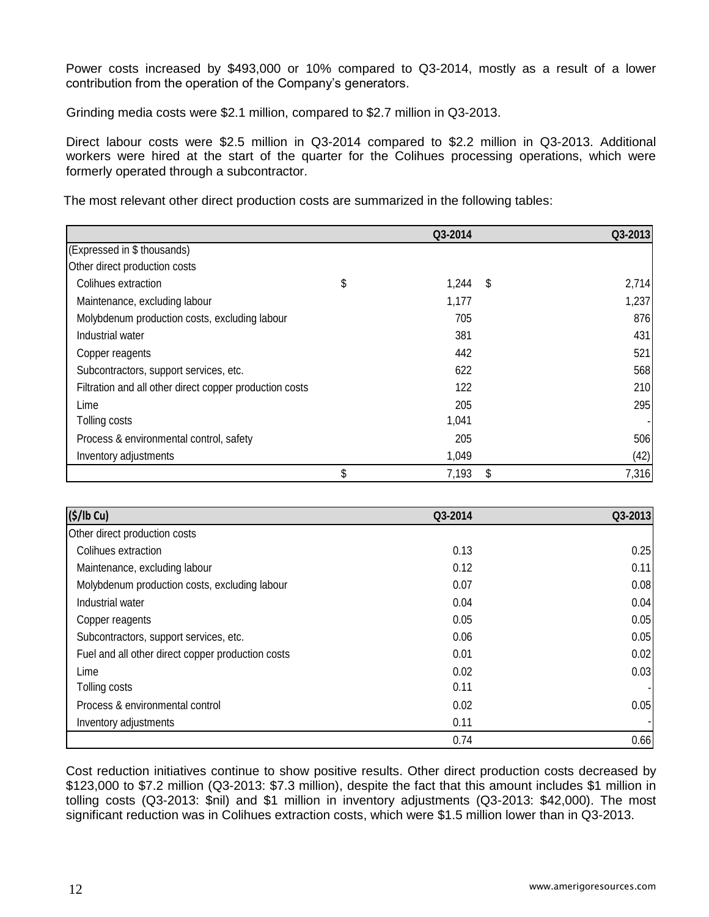Power costs increased by $493,000 or 10% compared to Q3-2014, mostly as a result of a lower contribution from the operation of the Company's generators.

Grinding media costs were $2.1 million, compared to $2.7 million in Q3-2013.

Direct labour costs were $2.5 million in Q3-2014 compared to $2.2 million in Q3-2013. Additional workers were hired at the start of the quarter for the Colihues processing operations, which were formerly operated through a subcontractor.

The most relevant other direct production costs are summarized in the following tables:

| | Q3-2014 | Q3-2013 |
|---|---|---|
| (Expressed in $ thousands) | | |
| Other direct production costs | | |
| Colihues extraction | $ 1,244 | $ 2,714 |
| Maintenance, excluding labour | 1,177 | 1,237 |
| Molybdenum production costs, excluding labour | 705 | 876 |
| Industrial water | 381 | 431 |
| Copper reagents | 442 | 521 |
| Subcontractors, support services, etc. | 622 | 568 |
| Filtration and all other direct copper production costs | 122 | 210 |
| Lime | 205 | 295 |
| Tolling costs | 1,041 | - |
| Process & environmental control, safety | 205 | 506 |
| Inventory adjustments | 1,049 | (42) |
| | $ 7,193 | $ 7,316 |

| ($/lb Cu) | Q3-2014 | Q3-2013 |
|---|---|---|
| Other direct production costs | | |
| Colihues extraction | 0.13 | 0.25 |
| Maintenance, excluding labour | 0.12 | 0.11 |
| Molybdenum production costs, excluding labour | 0.07 | 0.08 |
| Industrial water | 0.04 | 0.04 |
| Copper reagents | 0.05 | 0.05 |
| Subcontractors, support services, etc. | 0.06 | 0.05 |
| Fuel and all other direct copper production costs | 0.01 | 0.02 |
| Lime | 0.02 | 0.03 |
| Tolling costs | 0.11 | - |
| Process & environmental control | 0.02 | 0.05 |
| Inventory adjustments | 0.11 | - |
| | 0.74 | 0.66 |

Cost reduction initiatives continue to show positive results. Other direct production costs decreased by $123,000 to $7.2 million (Q3-2013: $7.3 million), despite the fact that this amount includes $1 million in tolling costs (Q3-2013: $nil) and $1 million in inventory adjustments (Q3-2013: $42,000). The most significant reduction was in Colihues extraction costs, which were $1.5 million lower than in Q3-2013.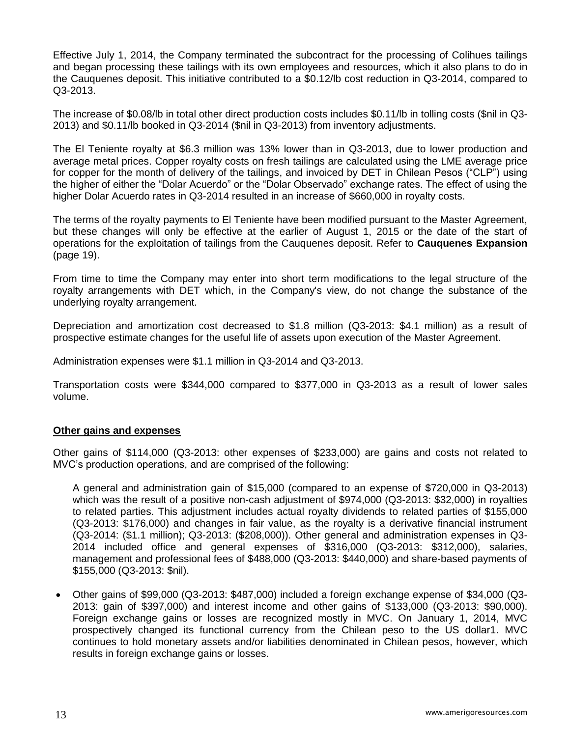Effective July 1, 2014, the Company terminated the subcontract for the processing of Colihues tailings and began processing these tailings with its own employees and resources, which it also plans to do in the Cauquenes deposit. This initiative contributed to a \$0.12/lb cost reduction in Q3-2014, compared to Q3-2013.

The increase of \$0.08/lb in total other direct production costs includes \$0.11/lb in tolling costs (\$nil in Q3-2013) and \$0.11/lb booked in Q3-2014 (\$nil in Q3-2013) from inventory adjustments.

The El Teniente royalty at \$6.3 million was 13% lower than in Q3-2013, due to lower production and average metal prices. Copper royalty costs on fresh tailings are calculated using the LME average price for copper for the month of delivery of the tailings, and invoiced by DET in Chilean Pesos ("CLP") using the higher of either the "Dolar Acuerdo" or the "Dolar Observado" exchange rates. The effect of using the higher Dolar Acuerdo rates in Q3-2014 resulted in an increase of \$660,000 in royalty costs.

The terms of the royalty payments to El Teniente have been modified pursuant to the Master Agreement, but these changes will only be effective at the earlier of August 1, 2015 or the date of the start of operations for the exploitation of tailings from the Cauquenes deposit. Refer to **Cauquenes Expansion** (page 19).

From time to time the Company may enter into short term modifications to the legal structure of the royalty arrangements with DET which, in the Company's view, do not change the substance of the underlying royalty arrangement.

Depreciation and amortization cost decreased to \$1.8 million (Q3-2013: \$4.1 million) as a result of prospective estimate changes for the useful life of assets upon execution of the Master Agreement.

Administration expenses were \$1.1 million in Q3-2014 and Q3-2013.

Transportation costs were \$344,000 compared to \$377,000 in Q3-2013 as a result of lower sales volume.

**Other gains and expenses**

Other gains of \$114,000 (Q3-2013: other expenses of \$233,000) are gains and costs not related to MVC's production operations, and are comprised of the following:

A general and administration gain of \$15,000 (compared to an expense of \$720,000 in Q3-2013) which was the result of a positive non-cash adjustment of \$974,000 (Q3-2013: \$32,000) in royalties to related parties. This adjustment includes actual royalty dividends to related parties of \$155,000 (Q3-2013: \$176,000) and changes in fair value, as the royalty is a derivative financial instrument (Q3-2014: (\$1.1 million); Q3-2013: (\$208,000)). Other general and administration expenses in Q3-2014 included office and general expenses of \$316,000 (Q3-2013: \$312,000), salaries, management and professional fees of \$488,000 (Q3-2013: \$440,000) and share-based payments of \$155,000 (Q3-2013: \$nil).

- Other gains of \$99,000 (Q3-2013: \$487,000) included a foreign exchange expense of \$34,000 (Q3-2013: gain of \$397,000) and interest income and other gains of \$133,000 (Q3-2013: \$90,000). Foreign exchange gains or losses are recognized mostly in MVC. On January 1, 2014, MVC prospectively changed its functional currency from the Chilean peso to the US dollar1. MVC continues to hold monetary assets and/or liabilities denominated in Chilean pesos, however, which results in foreign exchange gains or losses.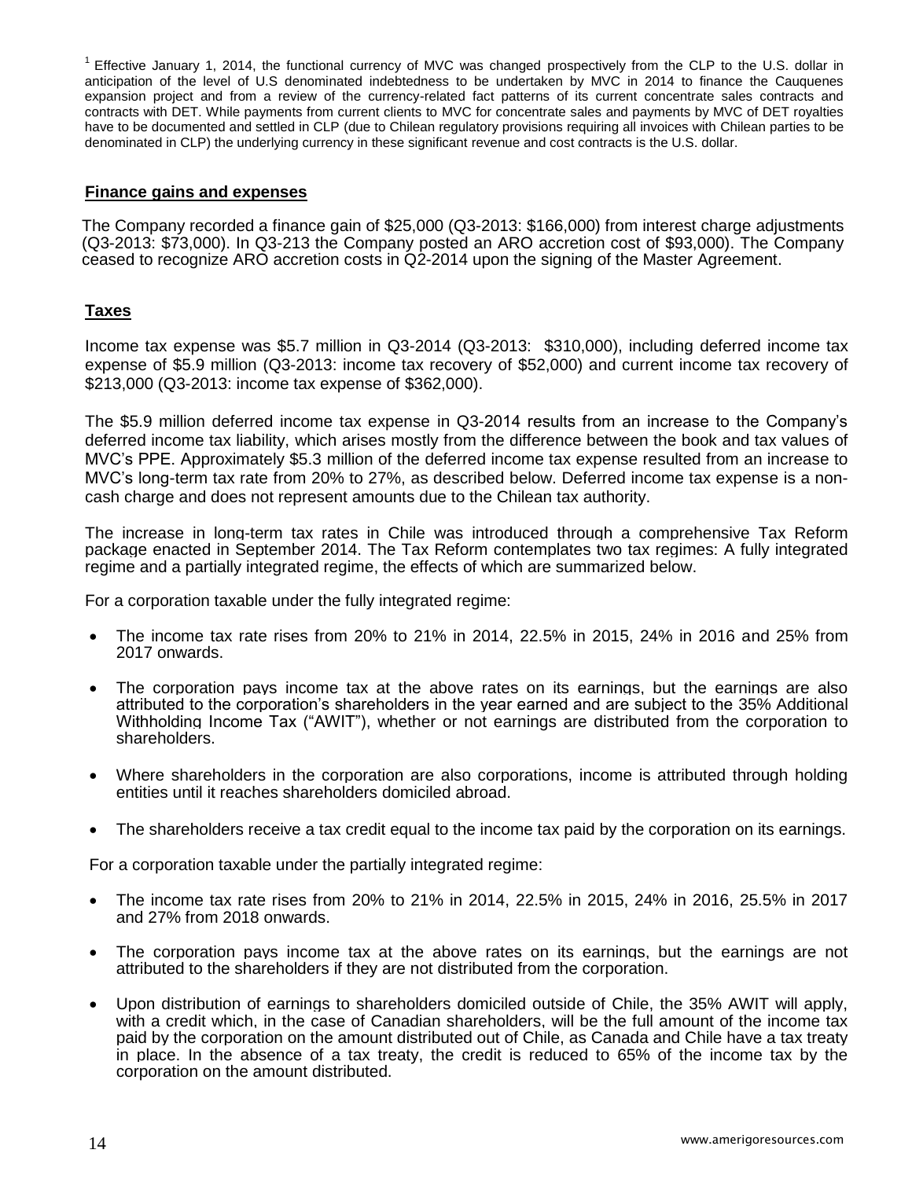[1] Effective January 1, 2014, the functional currency of MVC was changed prospectively from the CLP to the U.S. dollar in anticipation of the level of U.S denominated indebtedness to be undertaken by MVC in 2014 to finance the Cauquenes expansion project and from a review of the currency-related fact patterns of its current concentrate sales contracts and contracts with DET. While payments from current clients to MVC for concentrate sales and payments by MVC of DET royalties have to be documented and settled in CLP (due to Chilean regulatory provisions requiring all invoices with Chilean parties to be denominated in CLP) the underlying currency in these significant revenue and cost contracts is the U.S. dollar.

**Finance gains and expenses**

The Company recorded a finance gain of $25,000 (Q3-2013: $166,000) from interest charge adjustments (Q3-2013: $73,000). In Q3-213 the Company posted an ARO accretion cost of $93,000). The Company ceased to recognize ARO accretion costs in Q2-2014 upon the signing of the Master Agreement.

**Taxes**

Income tax expense was $5.7 million in Q3-2014 (Q3-2013: $310,000), including deferred income tax expense of $5.9 million (Q3-2013: income tax recovery of $52,000) and current income tax recovery of $213,000 (Q3-2013: income tax expense of $362,000).

The $5.9 million deferred income tax expense in Q3-2014 results from an increase to the Company's deferred income tax liability, which arises mostly from the difference between the book and tax values of MVC's PPE. Approximately $5.3 million of the deferred income tax expense resulted from an increase to MVC's long-term tax rate from 20% to 27%, as described below. Deferred income tax expense is a non-cash charge and does not represent amounts due to the Chilean tax authority.

The increase in long-term tax rates in Chile was introduced through a comprehensive Tax Reform package enacted in September 2014. The Tax Reform contemplates two tax regimes: A fully integrated regime and a partially integrated regime, the effects of which are summarized below.

For a corporation taxable under the fully integrated regime:

- The income tax rate rises from 20% to 21% in 2014, 22.5% in 2015, 24% in 2016 and 25% from 2017 onwards.
- The corporation pays income tax at the above rates on its earnings, but the earnings are also attributed to the corporation's shareholders in the year earned and are subject to the 35% Additional Withholding Income Tax ("AWIT"), whether or not earnings are distributed from the corporation to shareholders.
- Where shareholders in the corporation are also corporations, income is attributed through holding entities until it reaches shareholders domiciled abroad.
- The shareholders receive a tax credit equal to the income tax paid by the corporation on its earnings.

For a corporation taxable under the partially integrated regime:

- The income tax rate rises from 20% to 21% in 2014, 22.5% in 2015, 24% in 2016, 25.5% in 2017 and 27% from 2018 onwards.
- The corporation pays income tax at the above rates on its earnings, but the earnings are not attributed to the shareholders if they are not distributed from the corporation.
- Upon distribution of earnings to shareholders domiciled outside of Chile, the 35% AWIT will apply, with a credit which, in the case of Canadian shareholders, will be the full amount of the income tax paid by the corporation on the amount distributed out of Chile, as Canada and Chile have a tax treaty in place. In the absence of a tax treaty, the credit is reduced to 65% of the income tax by the corporation on the amount distributed.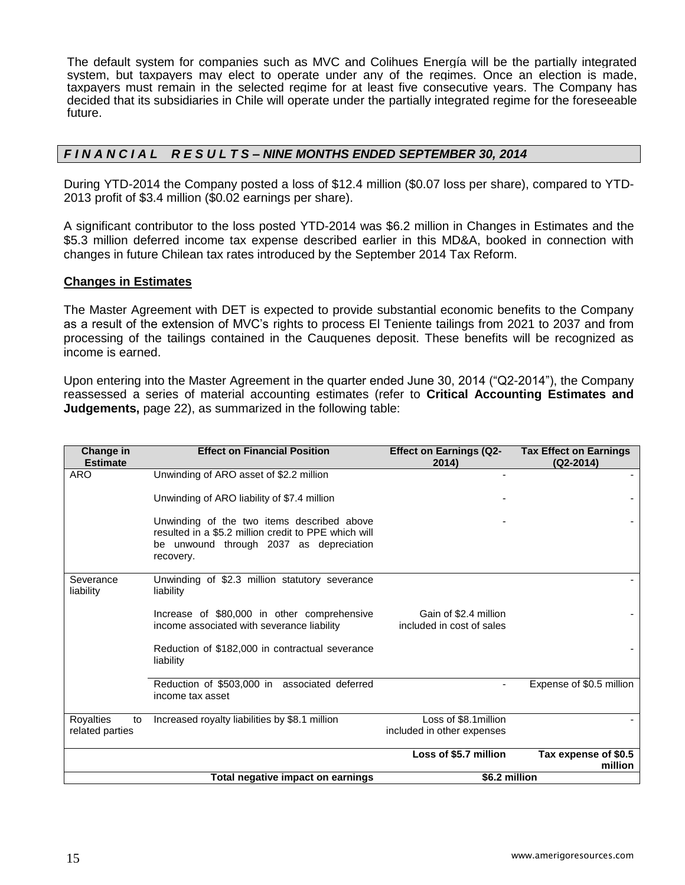The default system for companies such as MVC and Colihues Energía will be the partially integrated system, but taxpayers may elect to operate under any of the regimes. Once an election is made, taxpayers must remain in the selected regime for at least five consecutive years. The Company has decided that its subsidiaries in Chile will operate under the partially integrated regime for the foreseeable future.

## *F I N A N C I A L R E S U L T S – NINE MONTHS ENDED SEPTEMBER 30, 2014*

During YTD-2014 the Company posted a loss of $12.4 million ($0.07 loss per share), compared to YTD-2013 profit of $3.4 million ($0.02 earnings per share).

A significant contributor to the loss posted YTD-2014 was $6.2 million in Changes in Estimates and the $5.3 million deferred income tax expense described earlier in this MD&A, booked in connection with changes in future Chilean tax rates introduced by the September 2014 Tax Reform.

### Changes in Estimates

The Master Agreement with DET is expected to provide substantial economic benefits to the Company as a result of the extension of MVC's rights to process El Teniente tailings from 2021 to 2037 and from processing of the tailings contained in the Cauquenes deposit. These benefits will be recognized as income is earned.

Upon entering into the Master Agreement in the quarter ended June 30, 2014 ("Q2-2014"), the Company reassessed a series of material accounting estimates (refer to **Critical Accounting Estimates and Judgements,** page 22), as summarized in the following table:

| Change in Estimate | Effect on Financial Position | Effect on Earnings (Q2-2014) | Tax Effect on Earnings (Q2-2014) |
|---|---|---|---|
| ARO | Unwinding of ARO asset of $2.2 million | - | - |
| | Unwinding of ARO liability of $7.4 million | - | - |
| | Unwinding of the two items described above resulted in a $5.2 million credit to PPE which will be unwound through 2037 as depreciation recovery. | - | - |
| Severance liability | Unwinding of $2.3 million statutory severance liability | | - |
| | Increase of $80,000 in other comprehensive income associated with severance liability | Gain of $2.4 million included in cost of sales | - |
| | Reduction of $182,000 in contractual severance liability | | - |
| | Reduction of $503,000 in associated deferred income tax asset | - | Expense of $0.5 million |
| Royalties to related parties | Increased royalty liabilities by $8.1 million | Loss of $8.1million included in other expenses | - |
| | | **Loss of $5.7 million** | **Tax expense of $0.5 million** |
| | **Total negative impact on earnings** | **$6.2 million** | |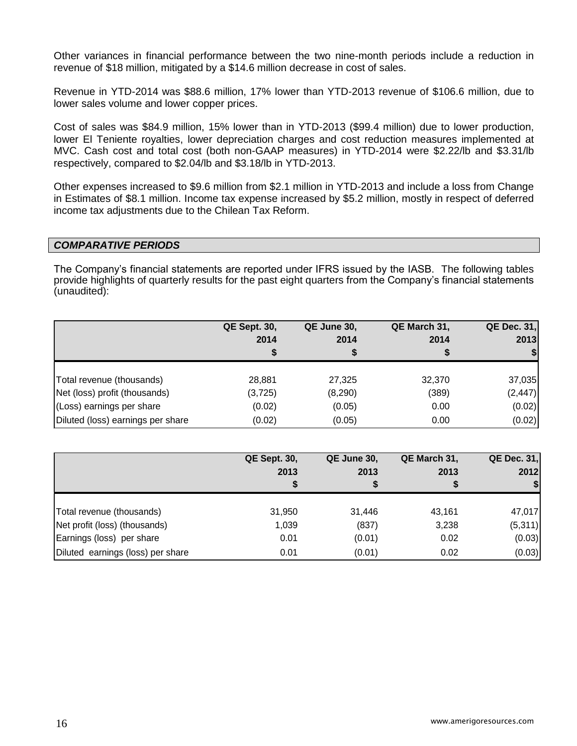Other variances in financial performance between the two nine-month periods include a reduction in revenue of $18 million, mitigated by a $14.6 million decrease in cost of sales.

Revenue in YTD-2014 was $88.6 million, 17% lower than YTD-2013 revenue of $106.6 million, due to lower sales volume and lower copper prices.

Cost of sales was $84.9 million, 15% lower than in YTD-2013 ($99.4 million) due to lower production, lower El Teniente royalties, lower depreciation charges and cost reduction measures implemented at MVC. Cash cost and total cost (both non-GAAP measures) in YTD-2014 were $2.22/lb and $3.31/lb respectively, compared to $2.04/lb and $3.18/lb in YTD-2013.

Other expenses increased to $9.6 million from $2.1 million in YTD-2013 and include a loss from Change in Estimates of $8.1 million. Income tax expense increased by $5.2 million, mostly in respect of deferred income tax adjustments due to the Chilean Tax Reform.

## *COMPARATIVE PERIODS*

The Company's financial statements are reported under IFRS issued by the IASB. The following tables provide highlights of quarterly results for the past eight quarters from the Company's financial statements (unaudited):

| | QE Sept. 30, 2014 $ | QE June 30, 2014 $ | QE March 31, 2014 $ | QE Dec. 31, 2013 $ |
|---|---|---|---|---|
| Total revenue (thousands) | 28,881 | 27,325 | 32,370 | 37,035 |
| Net (loss) profit (thousands) | (3,725) | (8,290) | (389) | (2,447) |
| (Loss) earnings per share | (0.02) | (0.05) | 0.00 | (0.02) |
| Diluted (loss) earnings per share | (0.02) | (0.05) | 0.00 | (0.02) |

| | QE Sept. 30, 2013 $ | QE June 30, 2013 $ | QE March 31, 2013 $ | QE Dec. 31, 2012 $ |
|---|---|---|---|---|
| Total revenue (thousands) | 31,950 | 31,446 | 43,161 | 47,017 |
| Net profit (loss) (thousands) | 1,039 | (837) | 3,238 | (5,311) |
| Earnings (loss) per share | 0.01 | (0.01) | 0.02 | (0.03) |
| Diluted earnings (loss) per share | 0.01 | (0.01) | 0.02 | (0.03) |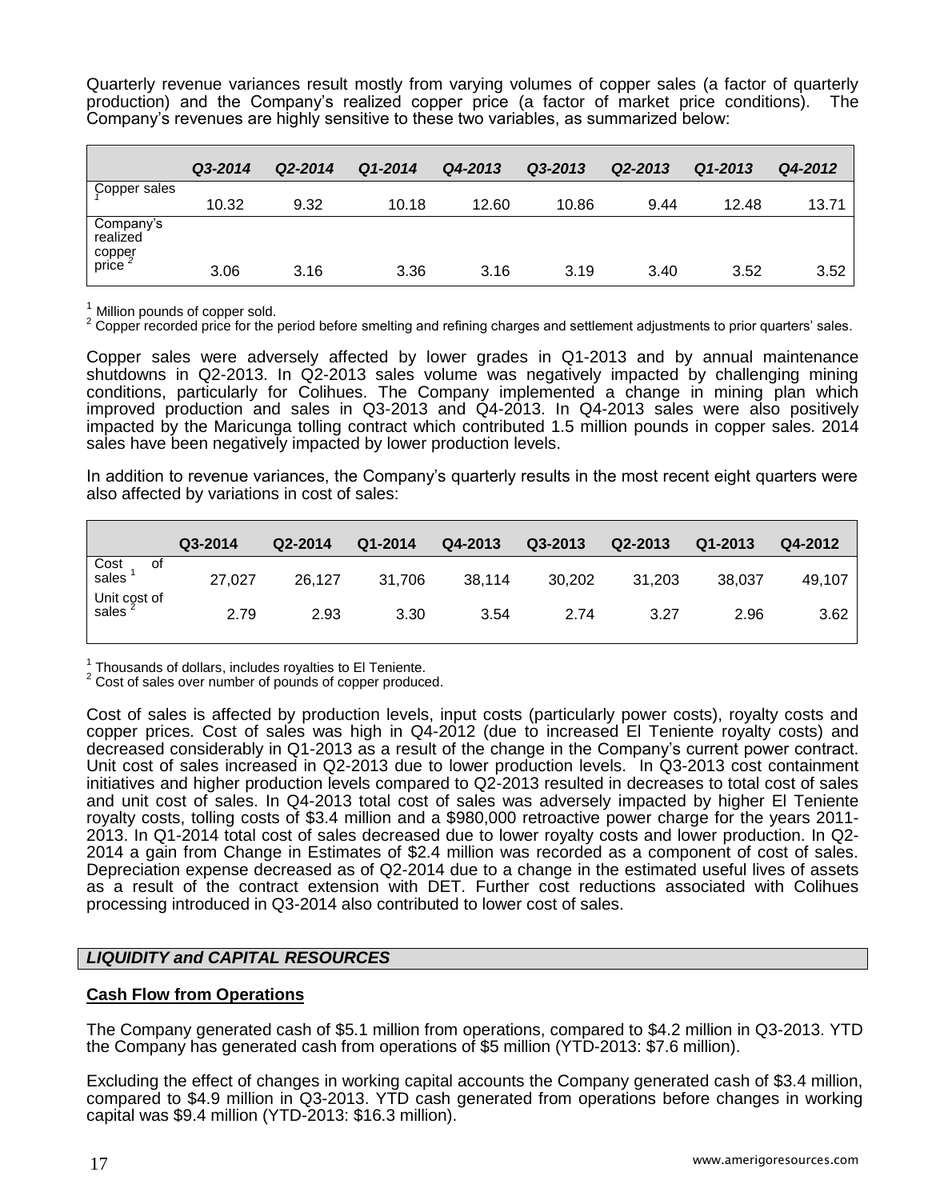Quarterly revenue variances result mostly from varying volumes of copper sales (a factor of quarterly production) and the Company's realized copper price (a factor of market price conditions). The Company's revenues are highly sensitive to these two variables, as summarized below:

| | *Q3-2014* | *Q2-2014* | *Q1-2014* | *Q4-2013* | *Q3-2013* | *Q2-2013* | *Q1-2013* | *Q4-2012* |
|---|---|---|---|---|---|---|---|---|
| Copper sales [1] | 10.32 | 9.32 | 10.18 | 12.60 | 10.86 | 9.44 | 12.48 | 13.71 |
| Company's realized copper price [2] | 3.06 | 3.16 | 3.36 | 3.16 | 3.19 | 3.40 | 3.52 | 3.52 |

[1] Million pounds of copper sold.
[2] Copper recorded price for the period before smelting and refining charges and settlement adjustments to prior quarters' sales.

Copper sales were adversely affected by lower grades in Q1-2013 and by annual maintenance shutdowns in Q2-2013. In Q2-2013 sales volume was negatively impacted by challenging mining conditions, particularly for Colihues. The Company implemented a change in mining plan which improved production and sales in Q3-2013 and Q4-2013. In Q4-2013 sales were also positively impacted by the Maricunga tolling contract which contributed 1.5 million pounds in copper sales. 2014 sales have been negatively impacted by lower production levels.

In addition to revenue variances, the Company's quarterly results in the most recent eight quarters were also affected by variations in cost of sales:

| | Q3-2014 | Q2-2014 | Q1-2014 | Q4-2013 | Q3-2013 | Q2-2013 | Q1-2013 | Q4-2012 |
|---|---|---|---|---|---|---|---|---|
| Cost of sales [1] | 27,027 | 26,127 | 31,706 | 38,114 | 30,202 | 31,203 | 38,037 | 49,107 |
| Unit cost of sales [2] | 2.79 | 2.93 | 3.30 | 3.54 | 2.74 | 3.27 | 2.96 | 3.62 |

[1] Thousands of dollars, includes royalties to El Teniente.
[2] Cost of sales over number of pounds of copper produced.

Cost of sales is affected by production levels, input costs (particularly power costs), royalty costs and copper prices. Cost of sales was high in Q4-2012 (due to increased El Teniente royalty costs) and decreased considerably in Q1-2013 as a result of the change in the Company's current power contract. Unit cost of sales increased in Q2-2013 due to lower production levels. In Q3-2013 cost containment initiatives and higher production levels compared to Q2-2013 resulted in decreases to total cost of sales and unit cost of sales. In Q4-2013 total cost of sales was adversely impacted by higher El Teniente royalty costs, tolling costs of $3.4 million and a $980,000 retroactive power charge for the years 2011-2013. In Q1-2014 total cost of sales decreased due to lower royalty costs and lower production. In Q2-2014 a gain from Change in Estimates of $2.4 million was recorded as a component of cost of sales. Depreciation expense decreased as of Q2-2014 due to a change in the estimated useful lives of assets as a result of the contract extension with DET. Further cost reductions associated with Colihues processing introduced in Q3-2014 also contributed to lower cost of sales.

## *LIQUIDITY and CAPITAL RESOURCES*

### **Cash Flow from Operations**

The Company generated cash of $5.1 million from operations, compared to $4.2 million in Q3-2013. YTD the Company has generated cash from operations of $5 million (YTD-2013: $7.6 million).

Excluding the effect of changes in working capital accounts the Company generated cash of $3.4 million, compared to $4.9 million in Q3-2013. YTD cash generated from operations before changes in working capital was $9.4 million (YTD-2013: $16.3 million).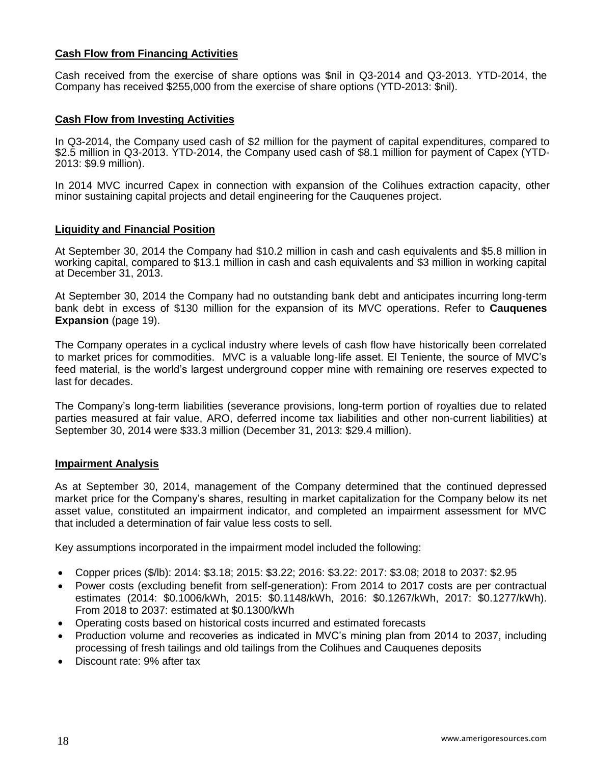**Cash Flow from Financing Activities**

Cash received from the exercise of share options was $nil in Q3-2014 and Q3-2013. YTD-2014, the Company has received $255,000 from the exercise of share options (YTD-2013: $nil).

**Cash Flow from Investing Activities**

In Q3-2014, the Company used cash of $2 million for the payment of capital expenditures, compared to $2.5 million in Q3-2013. YTD-2014, the Company used cash of $8.1 million for payment of Capex (YTD-2013: $9.9 million).

In 2014 MVC incurred Capex in connection with expansion of the Colihues extraction capacity, other minor sustaining capital projects and detail engineering for the Cauquenes project.

**Liquidity and Financial Position**

At September 30, 2014 the Company had $10.2 million in cash and cash equivalents and $5.8 million in working capital, compared to $13.1 million in cash and cash equivalents and $3 million in working capital at December 31, 2013.

At September 30, 2014 the Company had no outstanding bank debt and anticipates incurring long-term bank debt in excess of $130 million for the expansion of its MVC operations. Refer to **Cauquenes Expansion** (page 19).

The Company operates in a cyclical industry where levels of cash flow have historically been correlated to market prices for commodities. MVC is a valuable long-life asset. El Teniente, the source of MVC's feed material, is the world's largest underground copper mine with remaining ore reserves expected to last for decades.

The Company's long-term liabilities (severance provisions, long-term portion of royalties due to related parties measured at fair value, ARO, deferred income tax liabilities and other non-current liabilities) at September 30, 2014 were $33.3 million (December 31, 2013: $29.4 million).

**Impairment Analysis**

As at September 30, 2014, management of the Company determined that the continued depressed market price for the Company's shares, resulting in market capitalization for the Company below its net asset value, constituted an impairment indicator, and completed an impairment assessment for MVC that included a determination of fair value less costs to sell.

Key assumptions incorporated in the impairment model included the following:

- Copper prices ($/lb): 2014: $3.18; 2015: $3.22; 2016: $3.22: 2017: $3.08; 2018 to 2037: $2.95
- Power costs (excluding benefit from self-generation): From 2014 to 2017 costs are per contractual estimates (2014: $0.1006/kWh, 2015: $0.1148/kWh, 2016: $0.1267/kWh, 2017: $0.1277/kWh). From 2018 to 2037: estimated at $0.1300/kWh
- Operating costs based on historical costs incurred and estimated forecasts
- Production volume and recoveries as indicated in MVC's mining plan from 2014 to 2037, including processing of fresh tailings and old tailings from the Colihues and Cauquenes deposits
- Discount rate: 9% after tax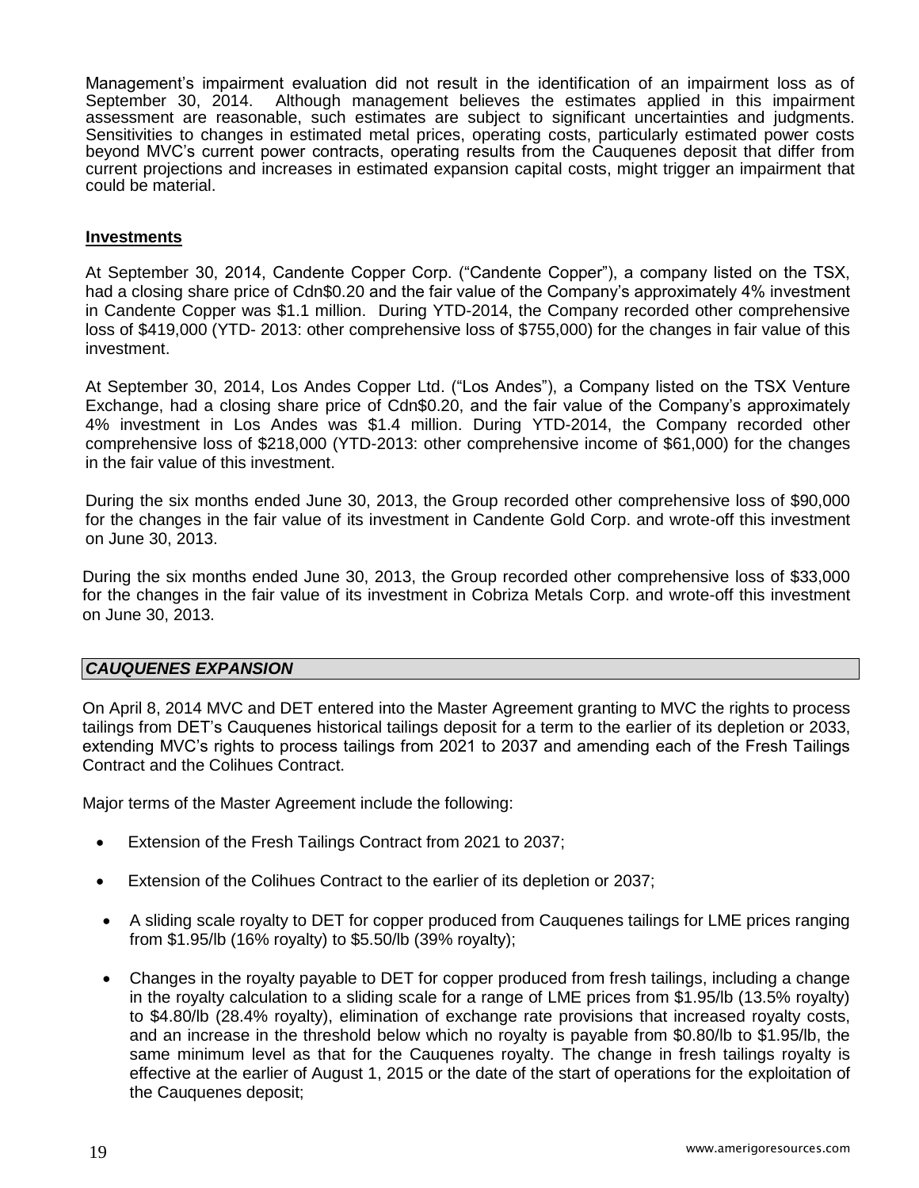Management's impairment evaluation did not result in the identification of an impairment loss as of September 30, 2014. Although management believes the estimates applied in this impairment assessment are reasonable, such estimates are subject to significant uncertainties and judgments. Sensitivities to changes in estimated metal prices, operating costs, particularly estimated power costs beyond MVC's current power contracts, operating results from the Cauquenes deposit that differ from current projections and increases in estimated expansion capital costs, might trigger an impairment that could be material.

**Investments**

At September 30, 2014, Candente Copper Corp. ("Candente Copper"), a company listed on the TSX, had a closing share price of Cdn$0.20 and the fair value of the Company's approximately 4% investment in Candente Copper was $1.1 million. During YTD-2014, the Company recorded other comprehensive loss of $419,000 (YTD- 2013: other comprehensive loss of $755,000) for the changes in fair value of this investment.

At September 30, 2014, Los Andes Copper Ltd. ("Los Andes"), a Company listed on the TSX Venture Exchange, had a closing share price of Cdn$0.20, and the fair value of the Company's approximately 4% investment in Los Andes was $1.4 million. During YTD-2014, the Company recorded other comprehensive loss of $218,000 (YTD-2013: other comprehensive income of $61,000) for the changes in the fair value of this investment.

During the six months ended June 30, 2013, the Group recorded other comprehensive loss of $90,000 for the changes in the fair value of its investment in Candente Gold Corp. and wrote-off this investment on June 30, 2013.

During the six months ended June 30, 2013, the Group recorded other comprehensive loss of $33,000 for the changes in the fair value of its investment in Cobriza Metals Corp. and wrote-off this investment on June 30, 2013.

## *CAUQUENES EXPANSION*

On April 8, 2014 MVC and DET entered into the Master Agreement granting to MVC the rights to process tailings from DET's Cauquenes historical tailings deposit for a term to the earlier of its depletion or 2033, extending MVC's rights to process tailings from 2021 to 2037 and amending each of the Fresh Tailings Contract and the Colihues Contract.

Major terms of the Master Agreement include the following:

- Extension of the Fresh Tailings Contract from 2021 to 2037;
- Extension of the Colihues Contract to the earlier of its depletion or 2037;
- A sliding scale royalty to DET for copper produced from Cauquenes tailings for LME prices ranging from $1.95/lb (16% royalty) to $5.50/lb (39% royalty);
- Changes in the royalty payable to DET for copper produced from fresh tailings, including a change in the royalty calculation to a sliding scale for a range of LME prices from $1.95/lb (13.5% royalty) to $4.80/lb (28.4% royalty), elimination of exchange rate provisions that increased royalty costs, and an increase in the threshold below which no royalty is payable from $0.80/lb to $1.95/lb, the same minimum level as that for the Cauquenes royalty. The change in fresh tailings royalty is effective at the earlier of August 1, 2015 or the date of the start of operations for the exploitation of the Cauquenes deposit;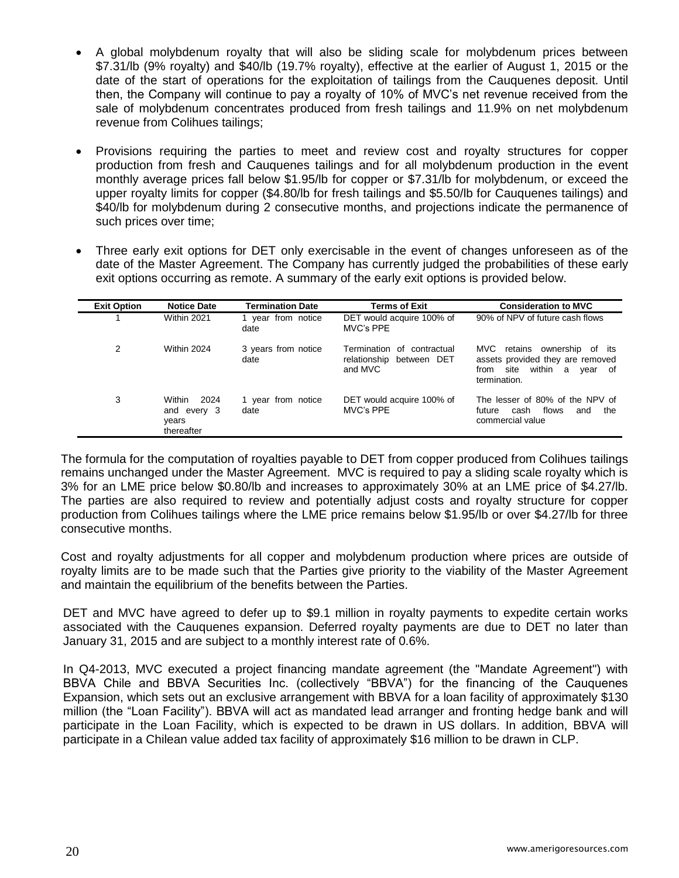- A global molybdenum royalty that will also be sliding scale for molybdenum prices between \$7.31/lb (9% royalty) and \$40/lb (19.7% royalty), effective at the earlier of August 1, 2015 or the date of the start of operations for the exploitation of tailings from the Cauquenes deposit. Until then, the Company will continue to pay a royalty of 10% of MVC's net revenue received from the sale of molybdenum concentrates produced from fresh tailings and 11.9% on net molybdenum revenue from Colihues tailings;

- Provisions requiring the parties to meet and review cost and royalty structures for copper production from fresh and Cauquenes tailings and for all molybdenum production in the event monthly average prices fall below \$1.95/lb for copper or \$7.31/lb for molybdenum, or exceed the upper royalty limits for copper (\$4.80/lb for fresh tailings and \$5.50/lb for Cauquenes tailings) and \$40/lb for molybdenum during 2 consecutive months, and projections indicate the permanence of such prices over time;

- Three early exit options for DET only exercisable in the event of changes unforeseen as of the date of the Master Agreement. The Company has currently judged the probabilities of these early exit options occurring as remote. A summary of the early exit options is provided below.

| Exit Option | Notice Date | Termination Date | Terms of Exit | Consideration to MVC |
|---|---|---|---|---|
| 1 | Within 2021 | 1 year from notice date | DET would acquire 100% of MVC's PPE | 90% of NPV of future cash flows |
| 2 | Within 2024 | 3 years from notice date | Termination of contractual relationship between DET and MVC | MVC retains ownership of its assets provided they are removed from site within a year of termination. |
| 3 | Within 2024 and every 3 years thereafter | 1 year from notice date | DET would acquire 100% of MVC's PPE | The lesser of 80% of the NPV of future cash flows and the commercial value |

The formula for the computation of royalties payable to DET from copper produced from Colihues tailings remains unchanged under the Master Agreement. MVC is required to pay a sliding scale royalty which is 3% for an LME price below \$0.80/lb and increases to approximately 30% at an LME price of \$4.27/lb. The parties are also required to review and potentially adjust costs and royalty structure for copper production from Colihues tailings where the LME price remains below \$1.95/lb or over \$4.27/lb for three consecutive months.

Cost and royalty adjustments for all copper and molybdenum production where prices are outside of royalty limits are to be made such that the Parties give priority to the viability of the Master Agreement and maintain the equilibrium of the benefits between the Parties.

DET and MVC have agreed to defer up to \$9.1 million in royalty payments to expedite certain works associated with the Cauquenes expansion. Deferred royalty payments are due to DET no later than January 31, 2015 and are subject to a monthly interest rate of 0.6%.

In Q4-2013, MVC executed a project financing mandate agreement (the "Mandate Agreement") with BBVA Chile and BBVA Securities Inc. (collectively "BBVA") for the financing of the Cauquenes Expansion, which sets out an exclusive arrangement with BBVA for a loan facility of approximately \$130 million (the "Loan Facility"). BBVA will act as mandated lead arranger and fronting hedge bank and will participate in the Loan Facility, which is expected to be drawn in US dollars. In addition, BBVA will participate in a Chilean value added tax facility of approximately \$16 million to be drawn in CLP.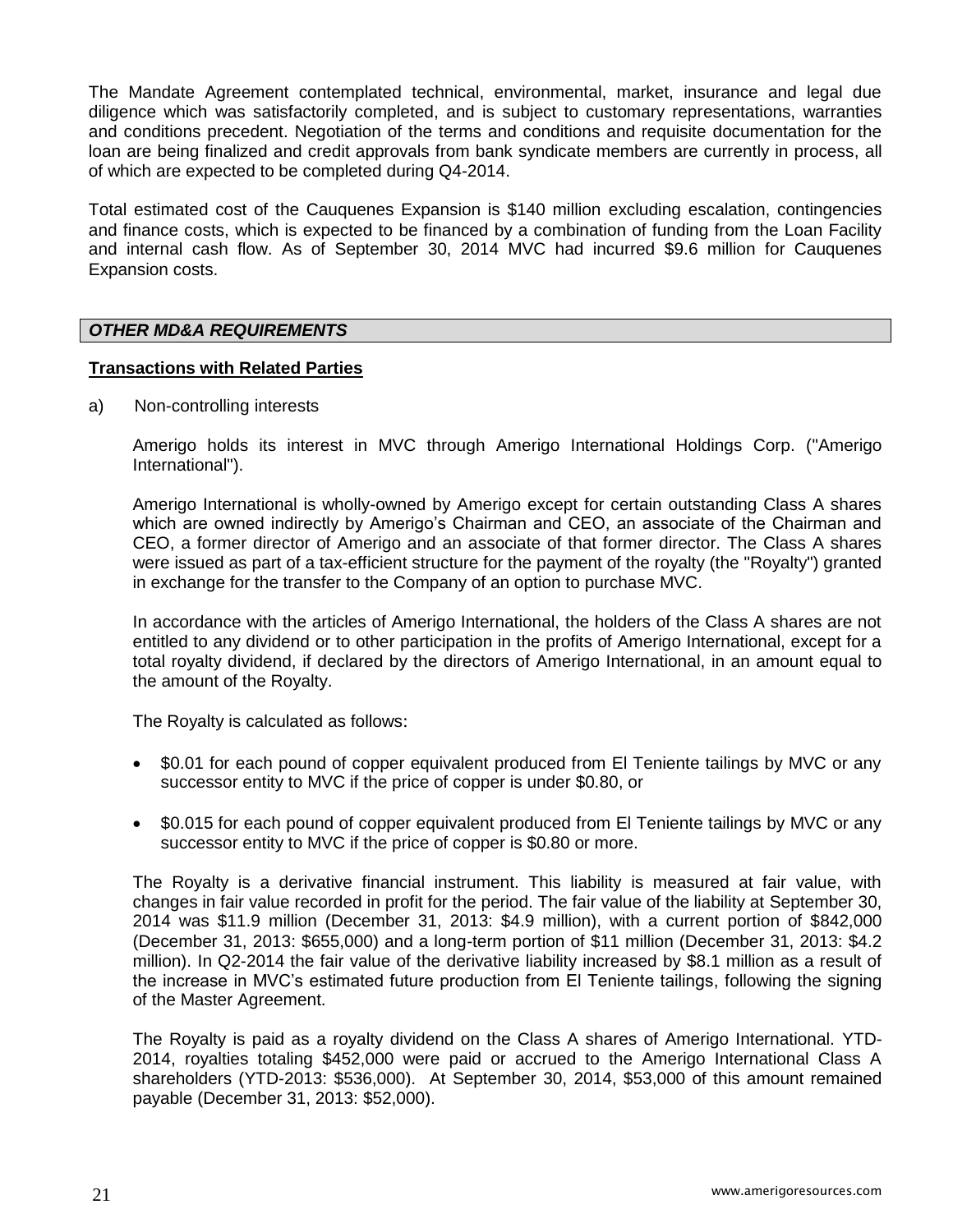The Mandate Agreement contemplated technical, environmental, market, insurance and legal due diligence which was satisfactorily completed, and is subject to customary representations, warranties and conditions precedent. Negotiation of the terms and conditions and requisite documentation for the loan are being finalized and credit approvals from bank syndicate members are currently in process, all of which are expected to be completed during Q4-2014.

Total estimated cost of the Cauquenes Expansion is $140 million excluding escalation, contingencies and finance costs, which is expected to be financed by a combination of funding from the Loan Facility and internal cash flow. As of September 30, 2014 MVC had incurred $9.6 million for Cauquenes Expansion costs.

## *OTHER MD&A REQUIREMENTS*

### Transactions with Related Parties

a) Non-controlling interests

Amerigo holds its interest in MVC through Amerigo International Holdings Corp. ("Amerigo International").

Amerigo International is wholly-owned by Amerigo except for certain outstanding Class A shares which are owned indirectly by Amerigo's Chairman and CEO, an associate of the Chairman and CEO, a former director of Amerigo and an associate of that former director. The Class A shares were issued as part of a tax-efficient structure for the payment of the royalty (the "Royalty") granted in exchange for the transfer to the Company of an option to purchase MVC.

In accordance with the articles of Amerigo International, the holders of the Class A shares are not entitled to any dividend or to other participation in the profits of Amerigo International, except for a total royalty dividend, if declared by the directors of Amerigo International, in an amount equal to the amount of the Royalty.

The Royalty is calculated as follows:

- $0.01 for each pound of copper equivalent produced from El Teniente tailings by MVC or any successor entity to MVC if the price of copper is under $0.80, or
- $0.015 for each pound of copper equivalent produced from El Teniente tailings by MVC or any successor entity to MVC if the price of copper is $0.80 or more.

The Royalty is a derivative financial instrument. This liability is measured at fair value, with changes in fair value recorded in profit for the period. The fair value of the liability at September 30, 2014 was $11.9 million (December 31, 2013: $4.9 million), with a current portion of $842,000 (December 31, 2013: $655,000) and a long-term portion of $11 million (December 31, 2013: $4.2 million). In Q2-2014 the fair value of the derivative liability increased by $8.1 million as a result of the increase in MVC's estimated future production from El Teniente tailings, following the signing of the Master Agreement.

The Royalty is paid as a royalty dividend on the Class A shares of Amerigo International. YTD-2014, royalties totaling $452,000 were paid or accrued to the Amerigo International Class A shareholders (YTD-2013: $536,000). At September 30, 2014, $53,000 of this amount remained payable (December 31, 2013: $52,000).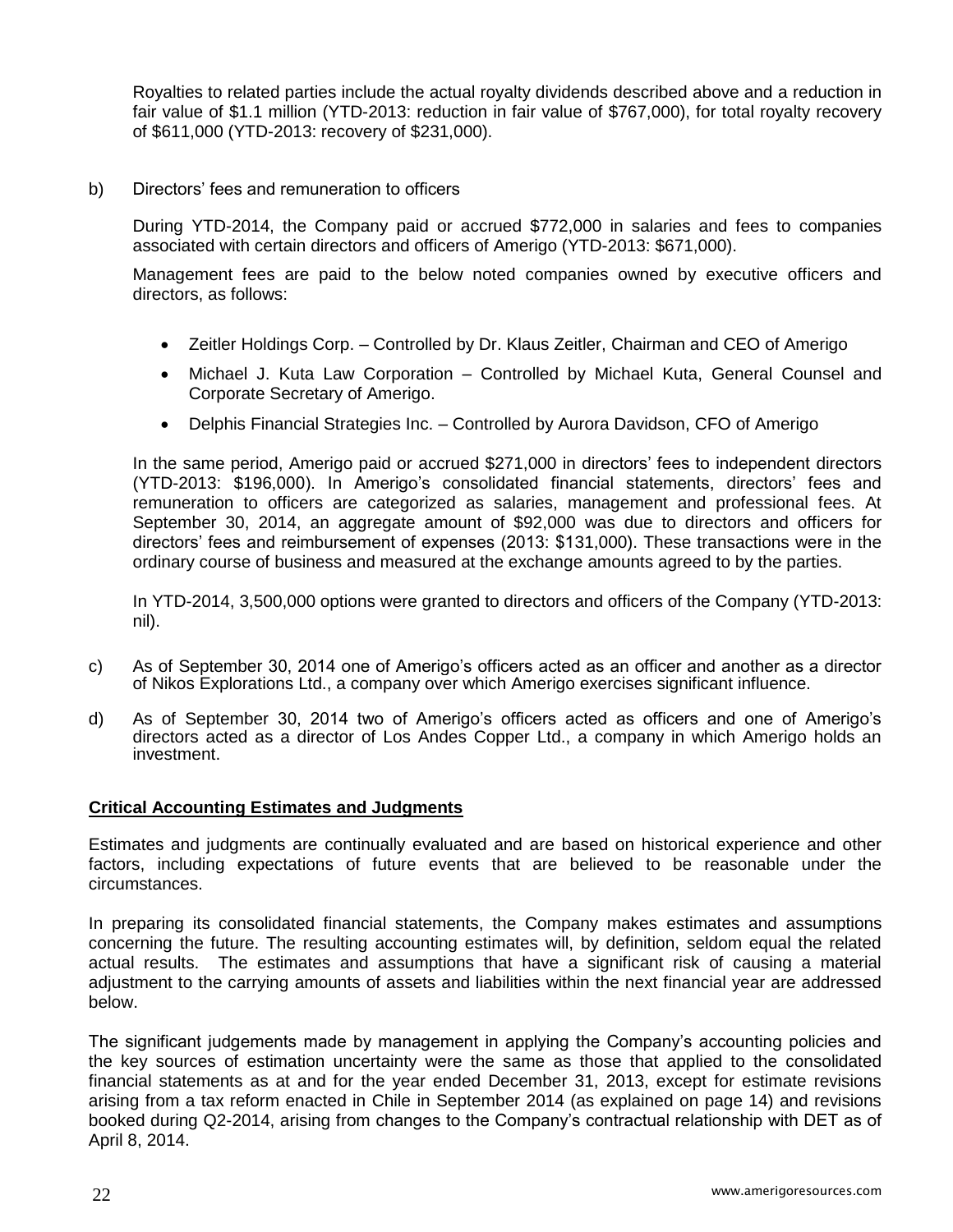Royalties to related parties include the actual royalty dividends described above and a reduction in fair value of $1.1 million (YTD-2013: reduction in fair value of $767,000), for total royalty recovery of $611,000 (YTD-2013: recovery of $231,000).

b) Directors' fees and remuneration to officers

During YTD-2014, the Company paid or accrued $772,000 in salaries and fees to companies associated with certain directors and officers of Amerigo (YTD-2013: $671,000).

Management fees are paid to the below noted companies owned by executive officers and directors, as follows:

- Zeitler Holdings Corp. – Controlled by Dr. Klaus Zeitler, Chairman and CEO of Amerigo
- Michael J. Kuta Law Corporation – Controlled by Michael Kuta, General Counsel and Corporate Secretary of Amerigo.
- Delphis Financial Strategies Inc. – Controlled by Aurora Davidson, CFO of Amerigo

In the same period, Amerigo paid or accrued $271,000 in directors' fees to independent directors (YTD-2013: $196,000). In Amerigo's consolidated financial statements, directors' fees and remuneration to officers are categorized as salaries, management and professional fees. At September 30, 2014, an aggregate amount of $92,000 was due to directors and officers for directors' fees and reimbursement of expenses (2013: $131,000). These transactions were in the ordinary course of business and measured at the exchange amounts agreed to by the parties.

In YTD-2014, 3,500,000 options were granted to directors and officers of the Company (YTD-2013: nil).

c) As of September 30, 2014 one of Amerigo's officers acted as an officer and another as a director of Nikos Explorations Ltd., a company over which Amerigo exercises significant influence.

d) As of September 30, 2014 two of Amerigo's officers acted as officers and one of Amerigo's directors acted as a director of Los Andes Copper Ltd., a company in which Amerigo holds an investment.

## Critical Accounting Estimates and Judgments

Estimates and judgments are continually evaluated and are based on historical experience and other factors, including expectations of future events that are believed to be reasonable under the circumstances.

In preparing its consolidated financial statements, the Company makes estimates and assumptions concerning the future. The resulting accounting estimates will, by definition, seldom equal the related actual results. The estimates and assumptions that have a significant risk of causing a material adjustment to the carrying amounts of assets and liabilities within the next financial year are addressed below.

The significant judgements made by management in applying the Company's accounting policies and the key sources of estimation uncertainty were the same as those that applied to the consolidated financial statements as at and for the year ended December 31, 2013, except for estimate revisions arising from a tax reform enacted in Chile in September 2014 (as explained on page 14) and revisions booked during Q2-2014, arising from changes to the Company's contractual relationship with DET as of April 8, 2014.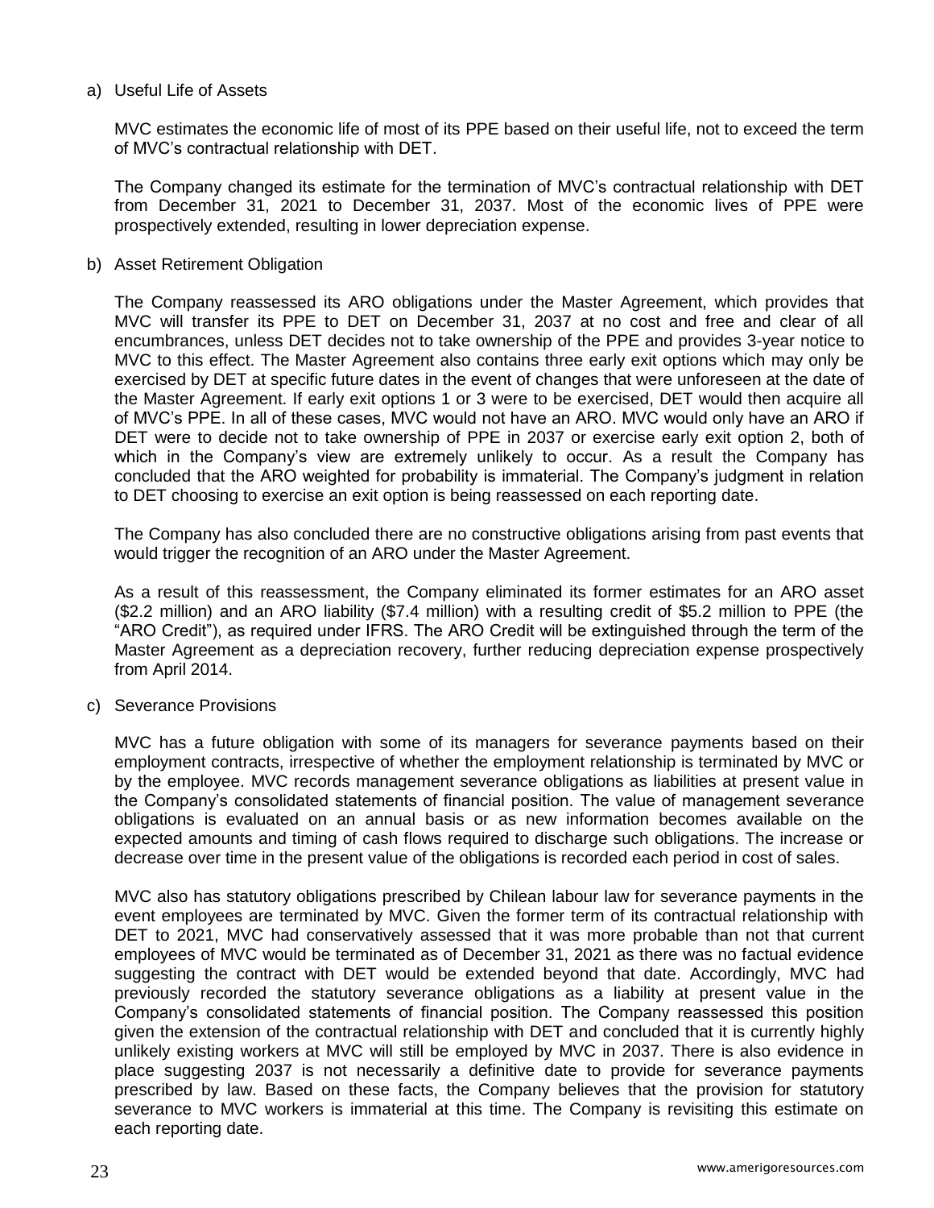a) Useful Life of Assets

MVC estimates the economic life of most of its PPE based on their useful life, not to exceed the term of MVC's contractual relationship with DET.

The Company changed its estimate for the termination of MVC's contractual relationship with DET from December 31, 2021 to December 31, 2037. Most of the economic lives of PPE were prospectively extended, resulting in lower depreciation expense.

b) Asset Retirement Obligation

The Company reassessed its ARO obligations under the Master Agreement, which provides that MVC will transfer its PPE to DET on December 31, 2037 at no cost and free and clear of all encumbrances, unless DET decides not to take ownership of the PPE and provides 3-year notice to MVC to this effect. The Master Agreement also contains three early exit options which may only be exercised by DET at specific future dates in the event of changes that were unforeseen at the date of the Master Agreement. If early exit options 1 or 3 were to be exercised, DET would then acquire all of MVC's PPE. In all of these cases, MVC would not have an ARO. MVC would only have an ARO if DET were to decide not to take ownership of PPE in 2037 or exercise early exit option 2, both of which in the Company's view are extremely unlikely to occur. As a result the Company has concluded that the ARO weighted for probability is immaterial. The Company's judgment in relation to DET choosing to exercise an exit option is being reassessed on each reporting date.

The Company has also concluded there are no constructive obligations arising from past events that would trigger the recognition of an ARO under the Master Agreement.

As a result of this reassessment, the Company eliminated its former estimates for an ARO asset ($2.2 million) and an ARO liability ($7.4 million) with a resulting credit of $5.2 million to PPE (the "ARO Credit"), as required under IFRS. The ARO Credit will be extinguished through the term of the Master Agreement as a depreciation recovery, further reducing depreciation expense prospectively from April 2014.

c) Severance Provisions

MVC has a future obligation with some of its managers for severance payments based on their employment contracts, irrespective of whether the employment relationship is terminated by MVC or by the employee. MVC records management severance obligations as liabilities at present value in the Company's consolidated statements of financial position. The value of management severance obligations is evaluated on an annual basis or as new information becomes available on the expected amounts and timing of cash flows required to discharge such obligations. The increase or decrease over time in the present value of the obligations is recorded each period in cost of sales.

MVC also has statutory obligations prescribed by Chilean labour law for severance payments in the event employees are terminated by MVC. Given the former term of its contractual relationship with DET to 2021, MVC had conservatively assessed that it was more probable than not that current employees of MVC would be terminated as of December 31, 2021 as there was no factual evidence suggesting the contract with DET would be extended beyond that date. Accordingly, MVC had previously recorded the statutory severance obligations as a liability at present value in the Company's consolidated statements of financial position. The Company reassessed this position given the extension of the contractual relationship with DET and concluded that it is currently highly unlikely existing workers at MVC will still be employed by MVC in 2037. There is also evidence in place suggesting 2037 is not necessarily a definitive date to provide for severance payments prescribed by law. Based on these facts, the Company believes that the provision for statutory severance to MVC workers is immaterial at this time. The Company is revisiting this estimate on each reporting date.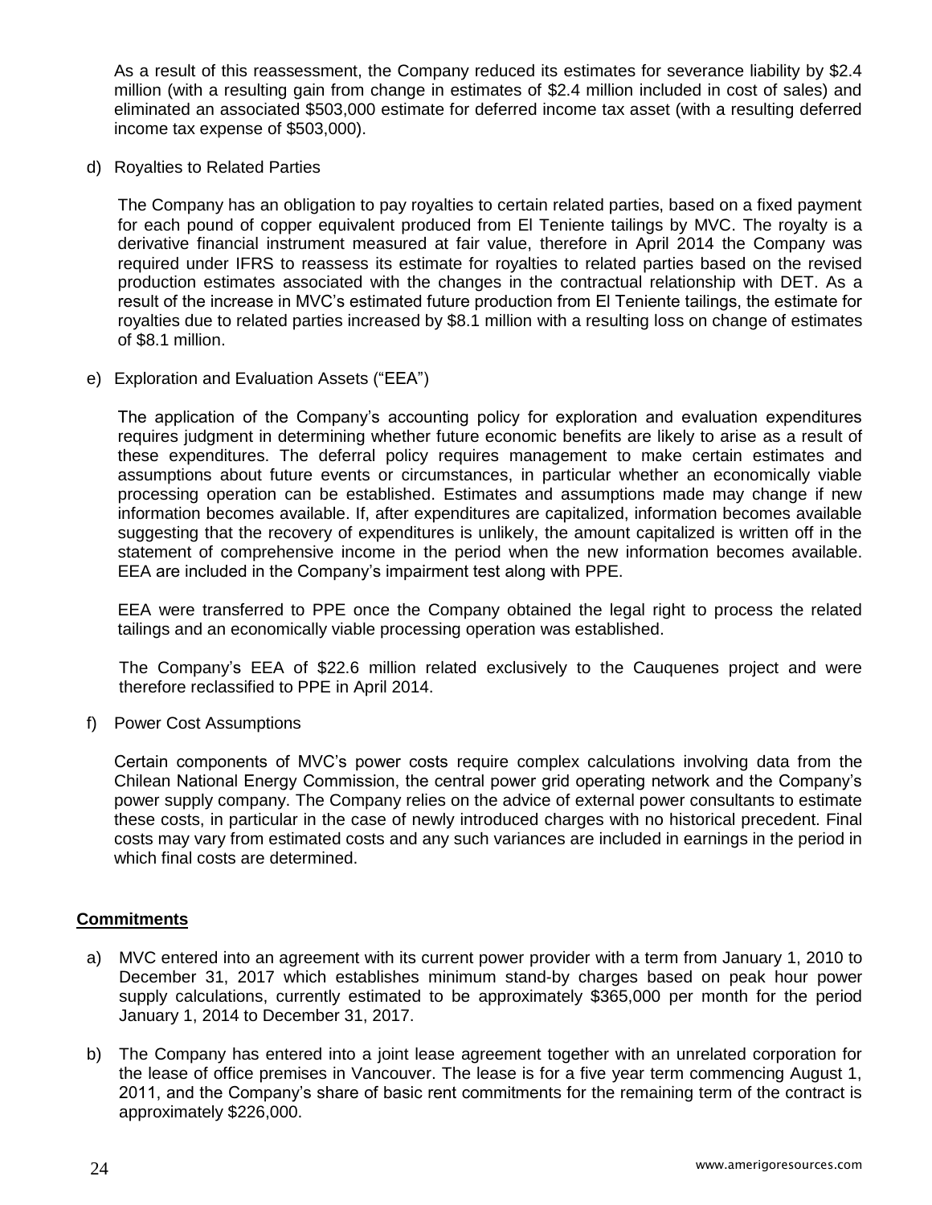As a result of this reassessment, the Company reduced its estimates for severance liability by $2.4 million (with a resulting gain from change in estimates of $2.4 million included in cost of sales) and eliminated an associated $503,000 estimate for deferred income tax asset (with a resulting deferred income tax expense of $503,000).

d) Royalties to Related Parties

The Company has an obligation to pay royalties to certain related parties, based on a fixed payment for each pound of copper equivalent produced from El Teniente tailings by MVC. The royalty is a derivative financial instrument measured at fair value, therefore in April 2014 the Company was required under IFRS to reassess its estimate for royalties to related parties based on the revised production estimates associated with the changes in the contractual relationship with DET. As a result of the increase in MVC's estimated future production from El Teniente tailings, the estimate for royalties due to related parties increased by $8.1 million with a resulting loss on change of estimates of $8.1 million.

e) Exploration and Evaluation Assets ("EEA")

The application of the Company's accounting policy for exploration and evaluation expenditures requires judgment in determining whether future economic benefits are likely to arise as a result of these expenditures. The deferral policy requires management to make certain estimates and assumptions about future events or circumstances, in particular whether an economically viable processing operation can be established. Estimates and assumptions made may change if new information becomes available. If, after expenditures are capitalized, information becomes available suggesting that the recovery of expenditures is unlikely, the amount capitalized is written off in the statement of comprehensive income in the period when the new information becomes available. EEA are included in the Company's impairment test along with PPE.

EEA were transferred to PPE once the Company obtained the legal right to process the related tailings and an economically viable processing operation was established.

The Company's EEA of $22.6 million related exclusively to the Cauquenes project and were therefore reclassified to PPE in April 2014.

f) Power Cost Assumptions

Certain components of MVC's power costs require complex calculations involving data from the Chilean National Energy Commission, the central power grid operating network and the Company's power supply company. The Company relies on the advice of external power consultants to estimate these costs, in particular in the case of newly introduced charges with no historical precedent. Final costs may vary from estimated costs and any such variances are included in earnings in the period in which final costs are determined.

## Commitments

a) MVC entered into an agreement with its current power provider with a term from January 1, 2010 to December 31, 2017 which establishes minimum stand-by charges based on peak hour power supply calculations, currently estimated to be approximately $365,000 per month for the period January 1, 2014 to December 31, 2017.

b) The Company has entered into a joint lease agreement together with an unrelated corporation for the lease of office premises in Vancouver. The lease is for a five year term commencing August 1, 2011, and the Company's share of basic rent commitments for the remaining term of the contract is approximately $226,000.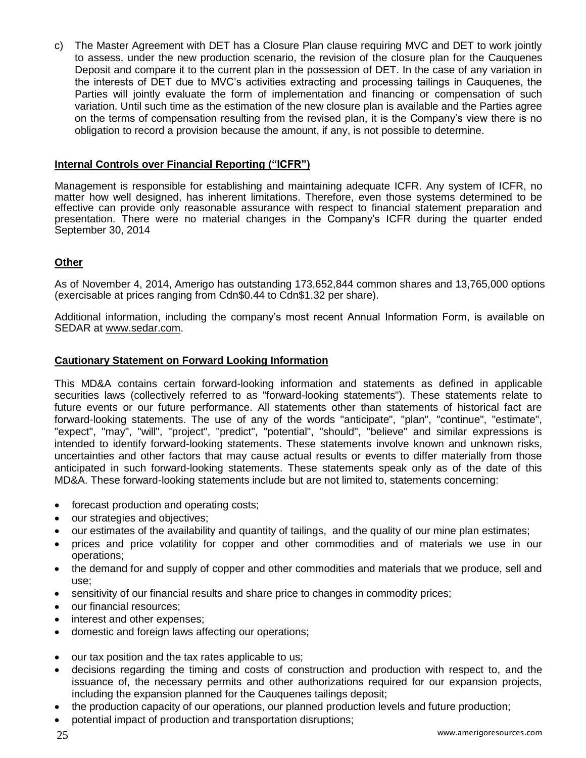c) The Master Agreement with DET has a Closure Plan clause requiring MVC and DET to work jointly to assess, under the new production scenario, the revision of the closure plan for the Cauquenes Deposit and compare it to the current plan in the possession of DET. In the case of any variation in the interests of DET due to MVC's activities extracting and processing tailings in Cauquenes, the Parties will jointly evaluate the form of implementation and financing or compensation of such variation. Until such time as the estimation of the new closure plan is available and the Parties agree on the terms of compensation resulting from the revised plan, it is the Company's view there is no obligation to record a provision because the amount, if any, is not possible to determine.

**Internal Controls over Financial Reporting ("ICFR")**

Management is responsible for establishing and maintaining adequate ICFR. Any system of ICFR, no matter how well designed, has inherent limitations. Therefore, even those systems determined to be effective can provide only reasonable assurance with respect to financial statement preparation and presentation. There were no material changes in the Company's ICFR during the quarter ended September 30, 2014

**Other**

As of November 4, 2014, Amerigo has outstanding 173,652,844 common shares and 13,765,000 options (exercisable at prices ranging from Cdn$0.44 to Cdn$1.32 per share).

Additional information, including the company's most recent Annual Information Form, is available on SEDAR at www.sedar.com.

**Cautionary Statement on Forward Looking Information**

This MD&A contains certain forward-looking information and statements as defined in applicable securities laws (collectively referred to as "forward-looking statements"). These statements relate to future events or our future performance. All statements other than statements of historical fact are forward-looking statements. The use of any of the words "anticipate", "plan", "continue", "estimate", "expect", "may", "will", "project", "predict", "potential", "should", "believe" and similar expressions is intended to identify forward-looking statements. These statements involve known and unknown risks, uncertainties and other factors that may cause actual results or events to differ materially from those anticipated in such forward-looking statements. These statements speak only as of the date of this MD&A. These forward-looking statements include but are not limited to, statements concerning:

- forecast production and operating costs;
- our strategies and objectives;
- our estimates of the availability and quantity of tailings, and the quality of our mine plan estimates;
- prices and price volatility for copper and other commodities and of materials we use in our operations;
- the demand for and supply of copper and other commodities and materials that we produce, sell and use;
- sensitivity of our financial results and share price to changes in commodity prices;
- our financial resources;
- interest and other expenses;
- domestic and foreign laws affecting our operations;
- our tax position and the tax rates applicable to us;
- decisions regarding the timing and costs of construction and production with respect to, and the issuance of, the necessary permits and other authorizations required for our expansion projects, including the expansion planned for the Cauquenes tailings deposit;
- the production capacity of our operations, our planned production levels and future production;
- potential impact of production and transportation disruptions;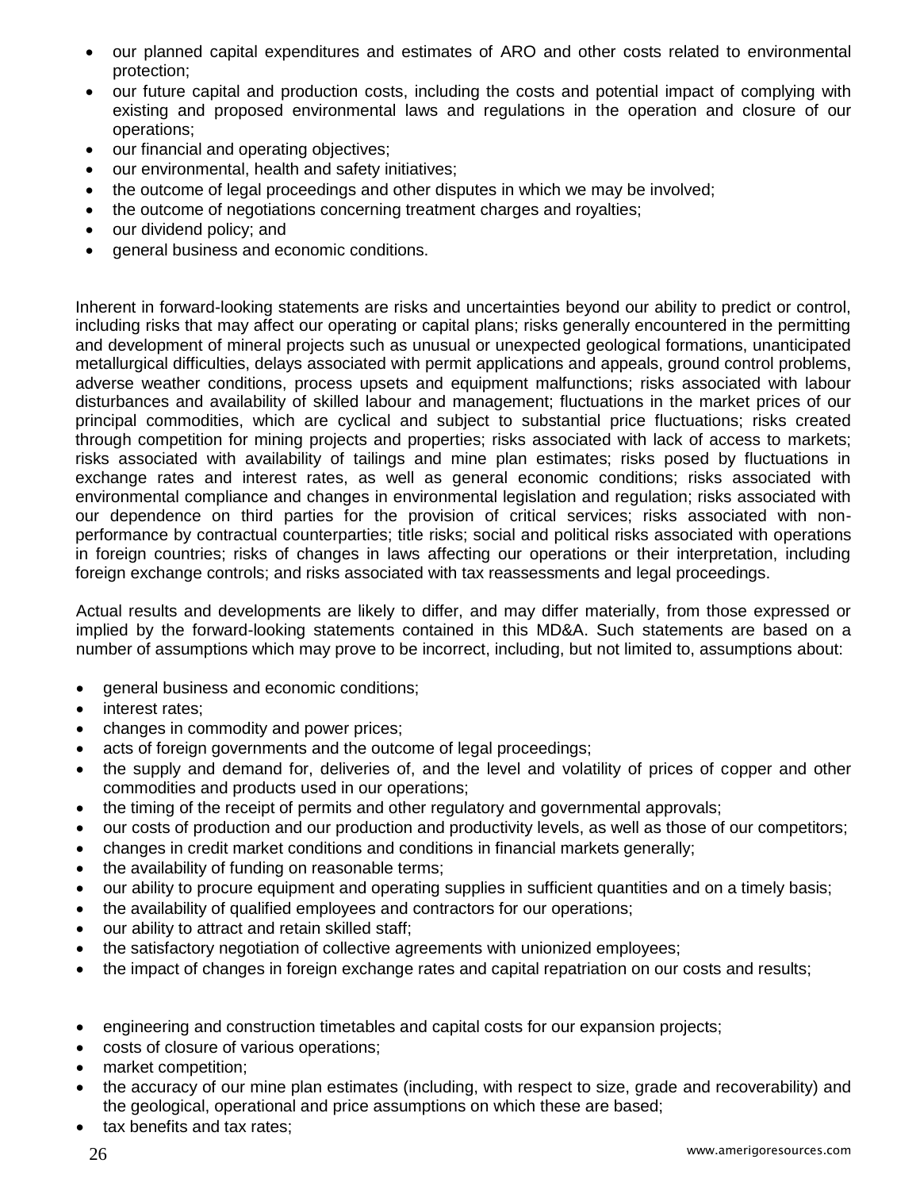- our planned capital expenditures and estimates of ARO and other costs related to environmental protection;
- our future capital and production costs, including the costs and potential impact of complying with existing and proposed environmental laws and regulations in the operation and closure of our operations;
- our financial and operating objectives;
- our environmental, health and safety initiatives;
- the outcome of legal proceedings and other disputes in which we may be involved;
- the outcome of negotiations concerning treatment charges and royalties;
- our dividend policy; and
- general business and economic conditions.

Inherent in forward-looking statements are risks and uncertainties beyond our ability to predict or control, including risks that may affect our operating or capital plans; risks generally encountered in the permitting and development of mineral projects such as unusual or unexpected geological formations, unanticipated metallurgical difficulties, delays associated with permit applications and appeals, ground control problems, adverse weather conditions, process upsets and equipment malfunctions; risks associated with labour disturbances and availability of skilled labour and management; fluctuations in the market prices of our principal commodities, which are cyclical and subject to substantial price fluctuations; risks created through competition for mining projects and properties; risks associated with lack of access to markets; risks associated with availability of tailings and mine plan estimates; risks posed by fluctuations in exchange rates and interest rates, as well as general economic conditions; risks associated with environmental compliance and changes in environmental legislation and regulation; risks associated with our dependence on third parties for the provision of critical services; risks associated with non-performance by contractual counterparties; title risks; social and political risks associated with operations in foreign countries; risks of changes in laws affecting our operations or their interpretation, including foreign exchange controls; and risks associated with tax reassessments and legal proceedings.

Actual results and developments are likely to differ, and may differ materially, from those expressed or implied by the forward-looking statements contained in this MD&A. Such statements are based on a number of assumptions which may prove to be incorrect, including, but not limited to, assumptions about:

- general business and economic conditions;
- interest rates;
- changes in commodity and power prices;
- acts of foreign governments and the outcome of legal proceedings;
- the supply and demand for, deliveries of, and the level and volatility of prices of copper and other commodities and products used in our operations;
- the timing of the receipt of permits and other regulatory and governmental approvals;
- our costs of production and our production and productivity levels, as well as those of our competitors;
- changes in credit market conditions and conditions in financial markets generally;
- the availability of funding on reasonable terms;
- our ability to procure equipment and operating supplies in sufficient quantities and on a timely basis;
- the availability of qualified employees and contractors for our operations;
- our ability to attract and retain skilled staff;
- the satisfactory negotiation of collective agreements with unionized employees;
- the impact of changes in foreign exchange rates and capital repatriation on our costs and results;

- engineering and construction timetables and capital costs for our expansion projects;
- costs of closure of various operations;
- market competition;
- the accuracy of our mine plan estimates (including, with respect to size, grade and recoverability) and the geological, operational and price assumptions on which these are based;
- tax benefits and tax rates;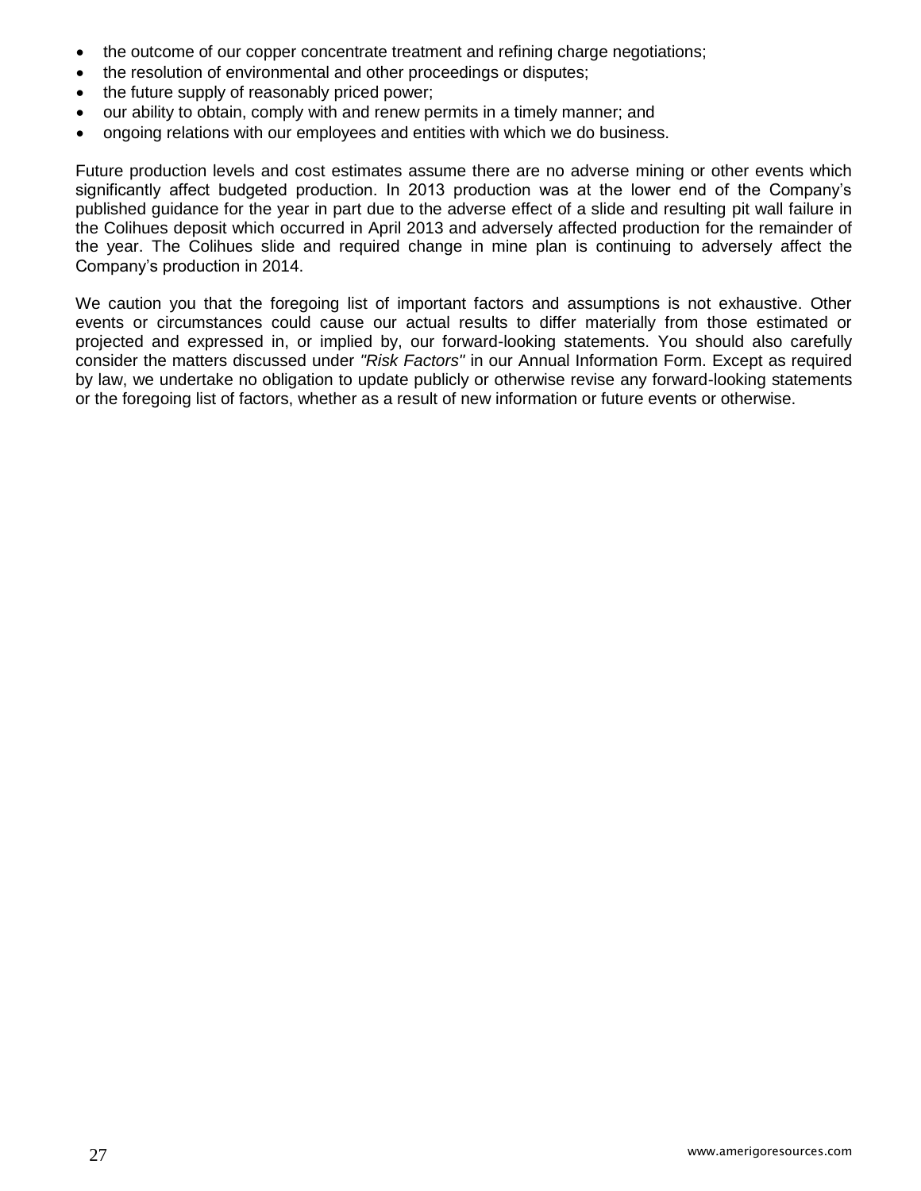- the outcome of our copper concentrate treatment and refining charge negotiations;
- the resolution of environmental and other proceedings or disputes;
- the future supply of reasonably priced power;
- our ability to obtain, comply with and renew permits in a timely manner; and
- ongoing relations with our employees and entities with which we do business.

Future production levels and cost estimates assume there are no adverse mining or other events which significantly affect budgeted production. In 2013 production was at the lower end of the Company's published guidance for the year in part due to the adverse effect of a slide and resulting pit wall failure in the Colihues deposit which occurred in April 2013 and adversely affected production for the remainder of the year. The Colihues slide and required change in mine plan is continuing to adversely affect the Company's production in 2014.

We caution you that the foregoing list of important factors and assumptions is not exhaustive. Other events or circumstances could cause our actual results to differ materially from those estimated or projected and expressed in, or implied by, our forward-looking statements. You should also carefully consider the matters discussed under *"Risk Factors"* in our Annual Information Form. Except as required by law, we undertake no obligation to update publicly or otherwise revise any forward-looking statements or the foregoing list of factors, whether as a result of new information or future events or otherwise.